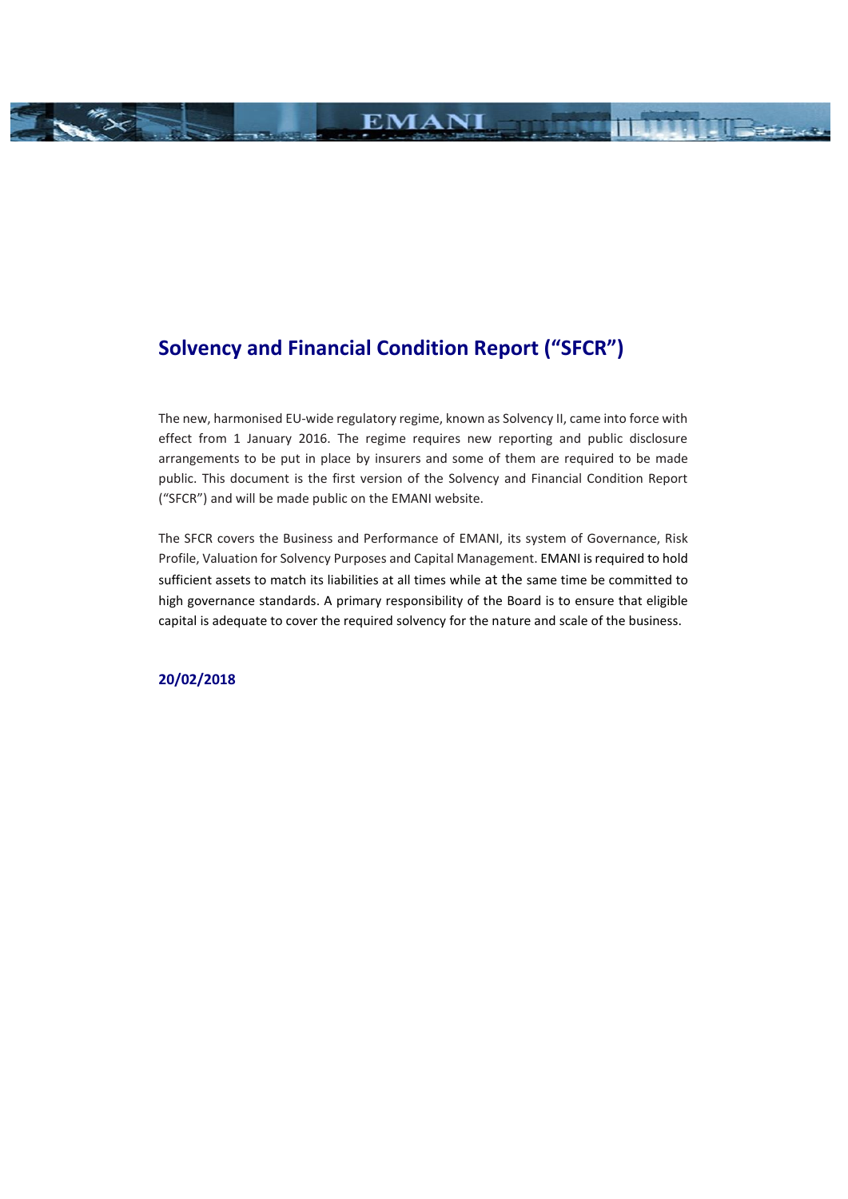# Solvency and Financial Condition Report ("SFCR")

The new, harmonised EU-wide regulatory regime, known as Solvency II, came into force with effect from 1 January 2016. The regime requires new reporting and public disclosure arrangements to be put in place by insurers and some of them are required to be made public. This document is the first version of the Solvency and Financial Condition Report ("SFCR") and will be made public on the EMANI website.

The SFCR covers the Business and Performance of EMANI, its system of Governance, Risk Profile, Valuation for Solvency Purposes and Capital Management. EMANI is required to hold sufficient assets to match its liabilities at all times while at the same time be committed to high governance standards. A primary responsibility of the Board is to ensure that eligible capital is adequate to cover the required solvency for the nature and scale of the business.

**20/02/2018**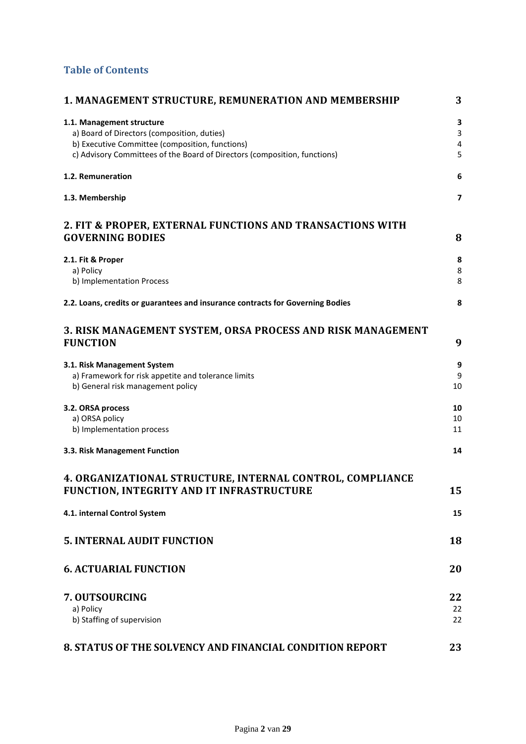## Table of Contents

| | |
|---|---|
| **1. MANAGEMENT STRUCTURE, REMUNERATION AND MEMBERSHIP** | **3** |
| **1.1. Management structure** | **3** |
| a) Board of Directors (composition, duties) | 3 |
| b) Executive Committee (composition, functions) | 4 |
| c) Advisory Committees of the Board of Directors (composition, functions) | 5 |
| **1.2. Remuneration** | **6** |
| **1.3. Membership** | **7** |
| **2. FIT & PROPER, EXTERNAL FUNCTIONS AND TRANSACTIONS WITH GOVERNING BODIES** | **8** |
| **2.1. Fit & Proper** | **8** |
| a) Policy | 8 |
| b) Implementation Process | 8 |
| **2.2. Loans, credits or guarantees and insurance contracts for Governing Bodies** | **8** |
| **3. RISK MANAGEMENT SYSTEM, ORSA PROCESS AND RISK MANAGEMENT FUNCTION** | **9** |
| **3.1. Risk Management System** | **9** |
| a) Framework for risk appetite and tolerance limits | 9 |
| b) General risk management policy | 10 |
| **3.2. ORSA process** | **10** |
| a) ORSA policy | 10 |
| b) Implementation process | 11 |
| **3.3. Risk Management Function** | **14** |
| **4. ORGANIZATIONAL STRUCTURE, INTERNAL CONTROL, COMPLIANCE FUNCTION, INTEGRITY AND IT INFRASTRUCTURE** | **15** |
| **4.1. internal Control System** | **15** |
| **5. INTERNAL AUDIT FUNCTION** | **18** |
| **6. ACTUARIAL FUNCTION** | **20** |
| **7. OUTSOURCING** | **22** |
| a) Policy | 22 |
| b) Staffing of supervision | 22 |
| **8. STATUS OF THE SOLVENCY AND FINANCIAL CONDITION REPORT** | **23** |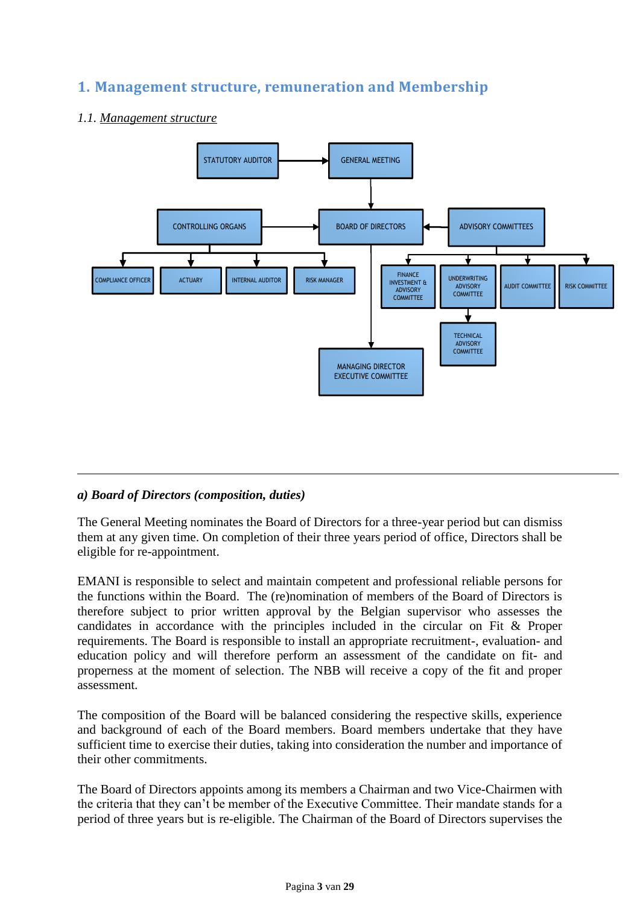# 1. Management structure, remuneration and Membership

## 1.1. *Management structure*

---

### *a) Board of Directors (composition, duties)*

The General Meeting nominates the Board of Directors for a three-year period but can dismiss them at any given time. On completion of their three years period of office, Directors shall be eligible for re-appointment.

EMANI is responsible to select and maintain competent and professional reliable persons for the functions within the Board. The (re)nomination of members of the Board of Directors is therefore subject to prior written approval by the Belgian supervisor who assesses the candidates in accordance with the principles included in the circular on Fit & Proper requirements. The Board is responsible to install an appropriate recruitment-, evaluation- and education policy and will therefore perform an assessment of the candidate on fit- and properness at the moment of selection. The NBB will receive a copy of the fit and proper assessment.

The composition of the Board will be balanced considering the respective skills, experience and background of each of the Board members. Board members undertake that they have sufficient time to exercise their duties, taking into consideration the number and importance of their other commitments.

The Board of Directors appoints among its members a Chairman and two Vice-Chairmen with the criteria that they can't be member of the Executive Committee. Their mandate stands for a period of three years but is re-eligible. The Chairman of the Board of Directors supervises the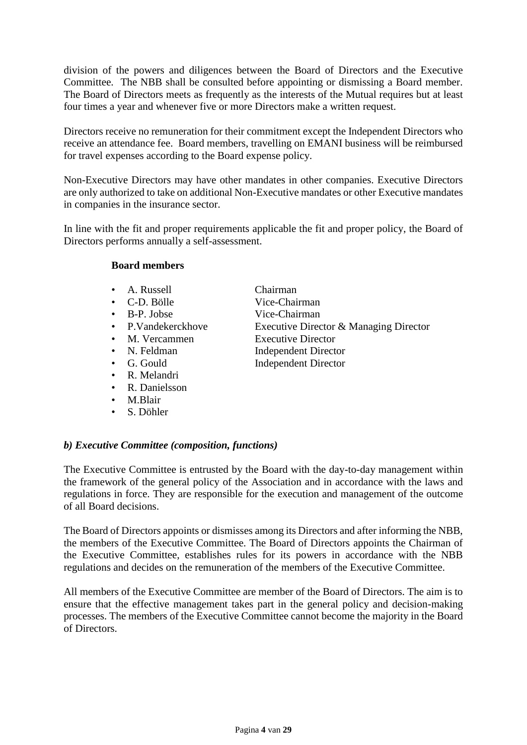division of the powers and diligences between the Board of Directors and the Executive Committee. The NBB shall be consulted before appointing or dismissing a Board member. The Board of Directors meets as frequently as the interests of the Mutual requires but at least four times a year and whenever five or more Directors make a written request.

Directors receive no remuneration for their commitment except the Independent Directors who receive an attendance fee. Board members, travelling on EMANI business will be reimbursed for travel expenses according to the Board expense policy.

Non-Executive Directors may have other mandates in other companies. Executive Directors are only authorized to take on additional Non-Executive mandates or other Executive mandates in companies in the insurance sector.

In line with the fit and proper requirements applicable the fit and proper policy, the Board of Directors performs annually a self-assessment.

**Board members**

- A. Russell — Chairman
- C-D. Bölle — Vice-Chairman
- B-P. Jobse — Vice-Chairman
- P.Vandekerckhove — Executive Director & Managing Director
- M. Vercammen — Executive Director
- N. Feldman — Independent Director
- G. Gould — Independent Director
- R. Melandri
- R. Danielsson
- M.Blair
- S. Döhler

### *b) Executive Committee (composition, functions)*

The Executive Committee is entrusted by the Board with the day-to-day management within the framework of the general policy of the Association and in accordance with the laws and regulations in force. They are responsible for the execution and management of the outcome of all Board decisions.

The Board of Directors appoints or dismisses among its Directors and after informing the NBB, the members of the Executive Committee. The Board of Directors appoints the Chairman of the Executive Committee, establishes rules for its powers in accordance with the NBB regulations and decides on the remuneration of the members of the Executive Committee.

All members of the Executive Committee are member of the Board of Directors. The aim is to ensure that the effective management takes part in the general policy and decision-making processes. The members of the Executive Committee cannot become the majority in the Board of Directors.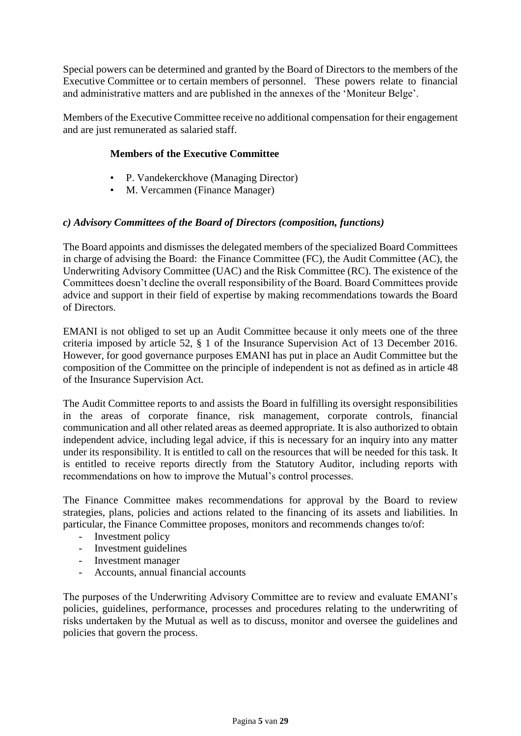Special powers can be determined and granted by the Board of Directors to the members of the Executive Committee or to certain members of personnel. These powers relate to financial and administrative matters and are published in the annexes of the 'Moniteur Belge'.

Members of the Executive Committee receive no additional compensation for their engagement and are just remunerated as salaried staff.

**Members of the Executive Committee**

- P. Vandekerckhove (Managing Director)
- M. Vercammen (Finance Manager)

### *c) Advisory Committees of the Board of Directors (composition, functions)*

The Board appoints and dismisses the delegated members of the specialized Board Committees in charge of advising the Board: the Finance Committee (FC), the Audit Committee (AC), the Underwriting Advisory Committee (UAC) and the Risk Committee (RC). The existence of the Committees doesn't decline the overall responsibility of the Board. Board Committees provide advice and support in their field of expertise by making recommendations towards the Board of Directors.

EMANI is not obliged to set up an Audit Committee because it only meets one of the three criteria imposed by article 52, § 1 of the Insurance Supervision Act of 13 December 2016. However, for good governance purposes EMANI has put in place an Audit Committee but the composition of the Committee on the principle of independent is not as defined as in article 48 of the Insurance Supervision Act.

The Audit Committee reports to and assists the Board in fulfilling its oversight responsibilities in the areas of corporate finance, risk management, corporate controls, financial communication and all other related areas as deemed appropriate. It is also authorized to obtain independent advice, including legal advice, if this is necessary for an inquiry into any matter under its responsibility. It is entitled to call on the resources that will be needed for this task. It is entitled to receive reports directly from the Statutory Auditor, including reports with recommendations on how to improve the Mutual's control processes.

The Finance Committee makes recommendations for approval by the Board to review strategies, plans, policies and actions related to the financing of its assets and liabilities. In particular, the Finance Committee proposes, monitors and recommends changes to/of:

- Investment policy
- Investment guidelines
- Investment manager
- Accounts, annual financial accounts

The purposes of the Underwriting Advisory Committee are to review and evaluate EMANI's policies, guidelines, performance, processes and procedures relating to the underwriting of risks undertaken by the Mutual as well as to discuss, monitor and oversee the guidelines and policies that govern the process.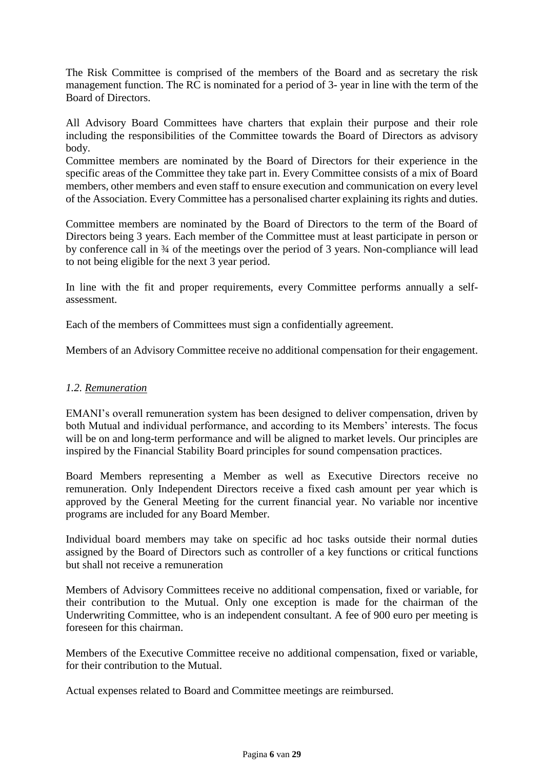The Risk Committee is comprised of the members of the Board and as secretary the risk management function. The RC is nominated for a period of 3- year in line with the term of the Board of Directors.

All Advisory Board Committees have charters that explain their purpose and their role including the responsibilities of the Committee towards the Board of Directors as advisory body.
Committee members are nominated by the Board of Directors for their experience in the specific areas of the Committee they take part in. Every Committee consists of a mix of Board members, other members and even staff to ensure execution and communication on every level of the Association. Every Committee has a personalised charter explaining its rights and duties.

Committee members are nominated by the Board of Directors to the term of the Board of Directors being 3 years. Each member of the Committee must at least participate in person or by conference call in ¾ of the meetings over the period of 3 years. Non-compliance will lead to not being eligible for the next 3 year period.

In line with the fit and proper requirements, every Committee performs annually a self-assessment.

Each of the members of Committees must sign a confidentially agreement.

Members of an Advisory Committee receive no additional compensation for their engagement.

### *1.2. Remuneration*

EMANI's overall remuneration system has been designed to deliver compensation, driven by both Mutual and individual performance, and according to its Members' interests. The focus will be on and long-term performance and will be aligned to market levels. Our principles are inspired by the Financial Stability Board principles for sound compensation practices.

Board Members representing a Member as well as Executive Directors receive no remuneration. Only Independent Directors receive a fixed cash amount per year which is approved by the General Meeting for the current financial year. No variable nor incentive programs are included for any Board Member.

Individual board members may take on specific ad hoc tasks outside their normal duties assigned by the Board of Directors such as controller of a key functions or critical functions but shall not receive a remuneration

Members of Advisory Committees receive no additional compensation, fixed or variable, for their contribution to the Mutual. Only one exception is made for the chairman of the Underwriting Committee, who is an independent consultant. A fee of 900 euro per meeting is foreseen for this chairman.

Members of the Executive Committee receive no additional compensation, fixed or variable, for their contribution to the Mutual.

Actual expenses related to Board and Committee meetings are reimbursed.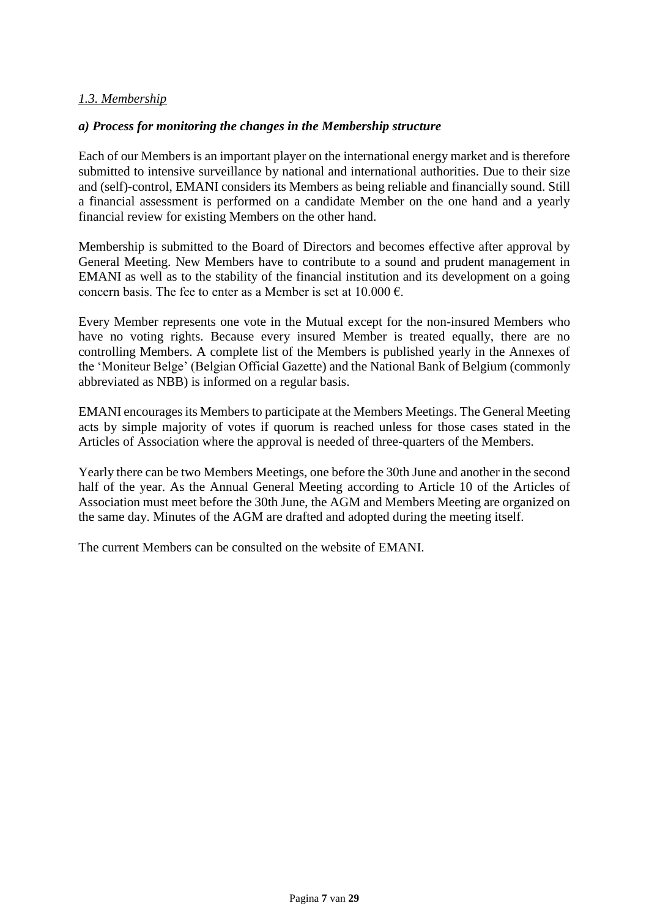*1.3. Membership*

***a) Process for monitoring the changes in the Membership structure***

Each of our Members is an important player on the international energy market and is therefore submitted to intensive surveillance by national and international authorities. Due to their size and (self)-control, EMANI considers its Members as being reliable and financially sound. Still a financial assessment is performed on a candidate Member on the one hand and a yearly financial review for existing Members on the other hand.

Membership is submitted to the Board of Directors and becomes effective after approval by General Meeting. New Members have to contribute to a sound and prudent management in EMANI as well as to the stability of the financial institution and its development on a going concern basis. The fee to enter as a Member is set at 10.000 €.

Every Member represents one vote in the Mutual except for the non-insured Members who have no voting rights. Because every insured Member is treated equally, there are no controlling Members. A complete list of the Members is published yearly in the Annexes of the 'Moniteur Belge' (Belgian Official Gazette) and the National Bank of Belgium (commonly abbreviated as NBB) is informed on a regular basis.

EMANI encourages its Members to participate at the Members Meetings. The General Meeting acts by simple majority of votes if quorum is reached unless for those cases stated in the Articles of Association where the approval is needed of three-quarters of the Members.

Yearly there can be two Members Meetings, one before the 30th June and another in the second half of the year. As the Annual General Meeting according to Article 10 of the Articles of Association must meet before the 30th June, the AGM and Members Meeting are organized on the same day. Minutes of the AGM are drafted and adopted during the meeting itself.

The current Members can be consulted on the website of EMANI.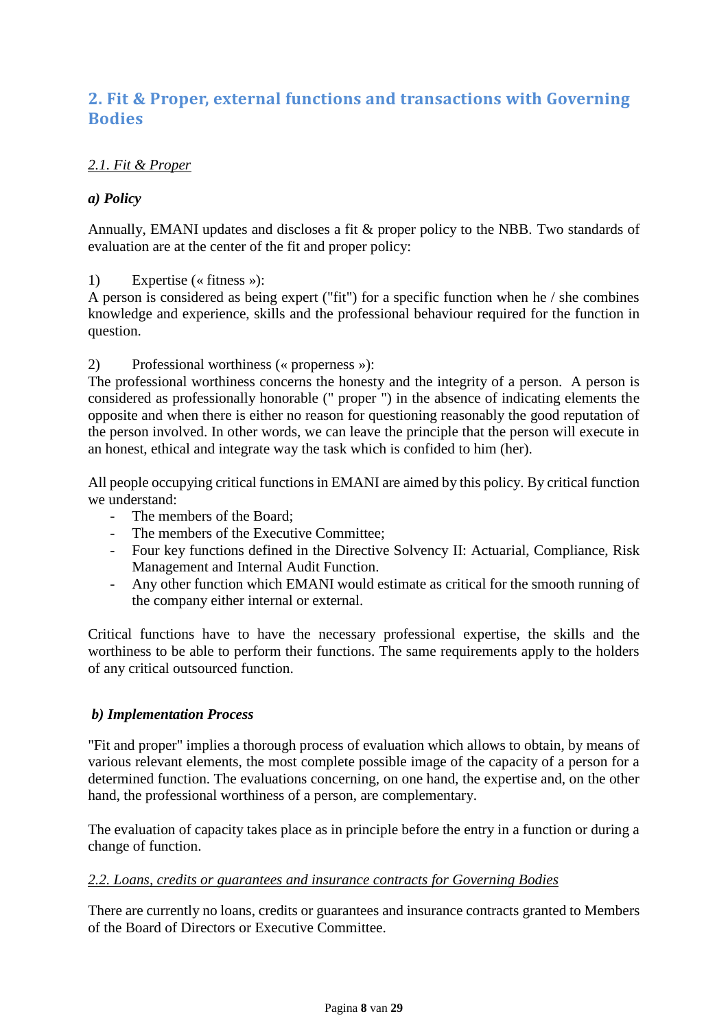## 2. Fit & Proper, external functions and transactions with Governing Bodies

### *2.1. Fit & Proper*

#### ***a) Policy***

Annually, EMANI updates and discloses a fit & proper policy to the NBB. Two standards of evaluation are at the center of the fit and proper policy:

1) Expertise (« fitness »):
A person is considered as being expert ("fit") for a specific function when he / she combines knowledge and experience, skills and the professional behaviour required for the function in question.

2) Professional worthiness (« properness »):
The professional worthiness concerns the honesty and the integrity of a person. A person is considered as professionally honorable (" proper ") in the absence of indicating elements the opposite and when there is either no reason for questioning reasonably the good reputation of the person involved. In other words, we can leave the principle that the person will execute in an honest, ethical and integrate way the task which is confided to him (her).

All people occupying critical functions in EMANI are aimed by this policy. By critical function we understand:

- The members of the Board;
- The members of the Executive Committee;
- Four key functions defined in the Directive Solvency II: Actuarial, Compliance, Risk Management and Internal Audit Function.
- Any other function which EMANI would estimate as critical for the smooth running of the company either internal or external.

Critical functions have to have the necessary professional expertise, the skills and the worthiness to be able to perform their functions. The same requirements apply to the holders of any critical outsourced function.

#### ***b) Implementation Process***

"Fit and proper" implies a thorough process of evaluation which allows to obtain, by means of various relevant elements, the most complete possible image of the capacity of a person for a determined function. The evaluations concerning, on one hand, the expertise and, on the other hand, the professional worthiness of a person, are complementary.

The evaluation of capacity takes place as in principle before the entry in a function or during a change of function.

### *2.2. Loans, credits or guarantees and insurance contracts for Governing Bodies*

There are currently no loans, credits or guarantees and insurance contracts granted to Members of the Board of Directors or Executive Committee.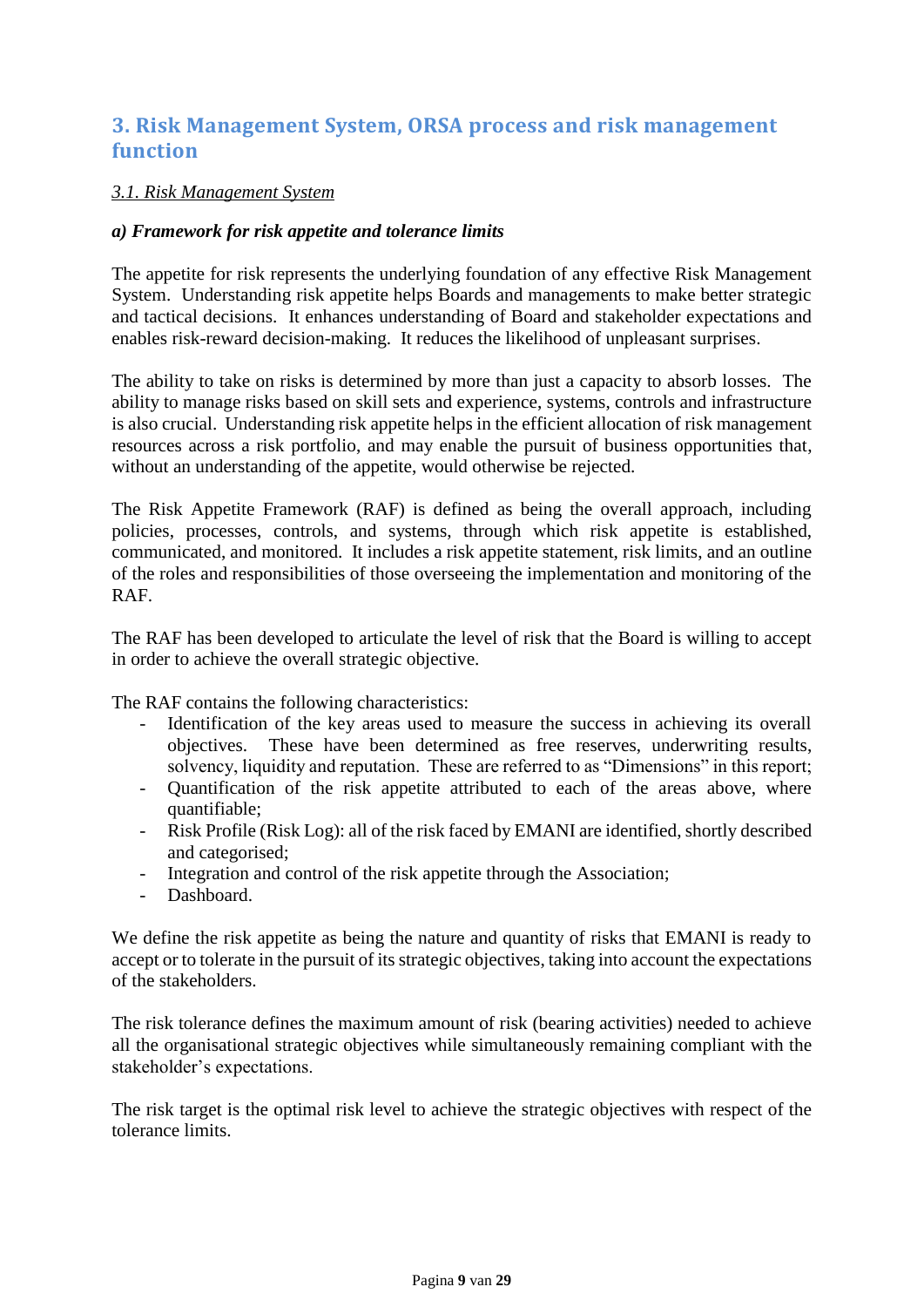## 3. Risk Management System, ORSA process and risk management function

### *3.1. Risk Management System*

***a) Framework for risk appetite and tolerance limits***

The appetite for risk represents the underlying foundation of any effective Risk Management System. Understanding risk appetite helps Boards and managements to make better strategic and tactical decisions. It enhances understanding of Board and stakeholder expectations and enables risk-reward decision-making. It reduces the likelihood of unpleasant surprises.

The ability to take on risks is determined by more than just a capacity to absorb losses. The ability to manage risks based on skill sets and experience, systems, controls and infrastructure is also crucial. Understanding risk appetite helps in the efficient allocation of risk management resources across a risk portfolio, and may enable the pursuit of business opportunities that, without an understanding of the appetite, would otherwise be rejected.

The Risk Appetite Framework (RAF) is defined as being the overall approach, including policies, processes, controls, and systems, through which risk appetite is established, communicated, and monitored. It includes a risk appetite statement, risk limits, and an outline of the roles and responsibilities of those overseeing the implementation and monitoring of the RAF.

The RAF has been developed to articulate the level of risk that the Board is willing to accept in order to achieve the overall strategic objective.

The RAF contains the following characteristics:

- Identification of the key areas used to measure the success in achieving its overall objectives. These have been determined as free reserves, underwriting results, solvency, liquidity and reputation. These are referred to as "Dimensions" in this report;
- Quantification of the risk appetite attributed to each of the areas above, where quantifiable;
- Risk Profile (Risk Log): all of the risk faced by EMANI are identified, shortly described and categorised;
- Integration and control of the risk appetite through the Association;
- Dashboard.

We define the risk appetite as being the nature and quantity of risks that EMANI is ready to accept or to tolerate in the pursuit of its strategic objectives, taking into account the expectations of the stakeholders.

The risk tolerance defines the maximum amount of risk (bearing activities) needed to achieve all the organisational strategic objectives while simultaneously remaining compliant with the stakeholder's expectations.

The risk target is the optimal risk level to achieve the strategic objectives with respect of the tolerance limits.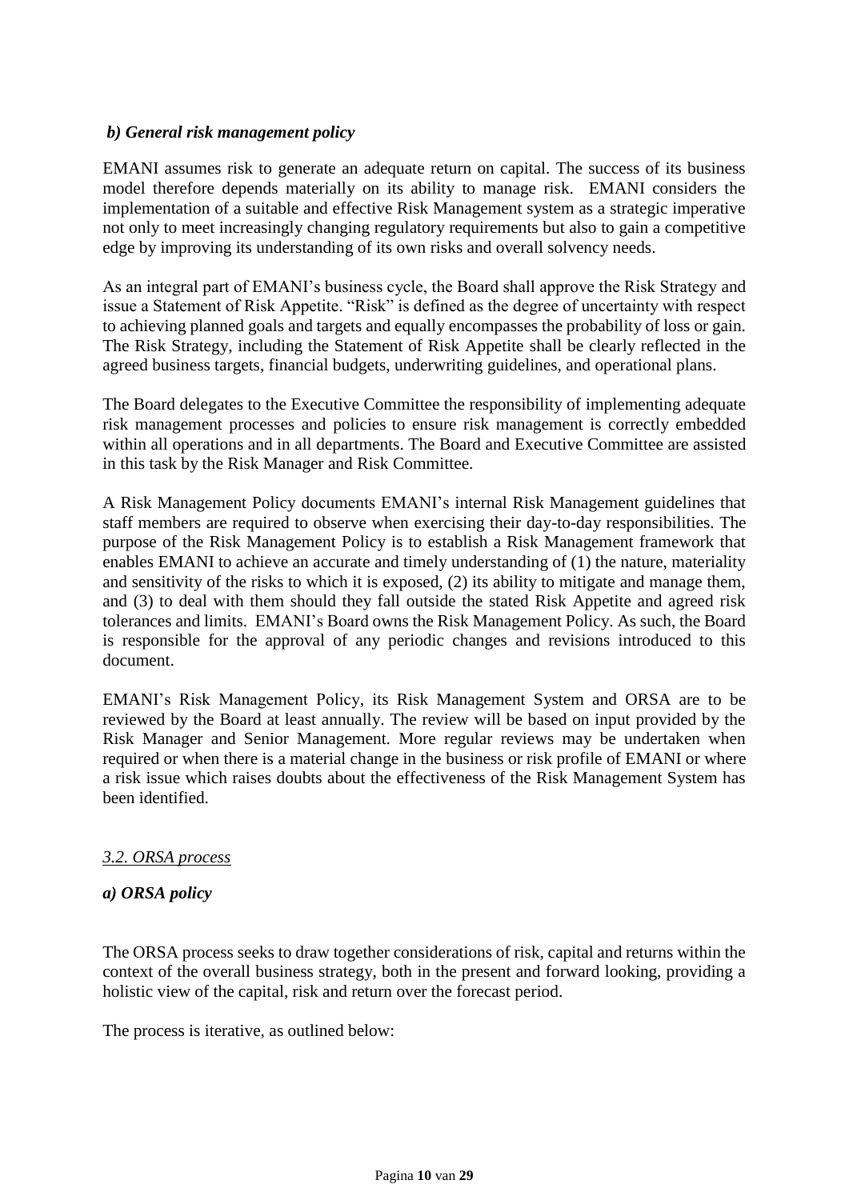### *b) General risk management policy*

EMANI assumes risk to generate an adequate return on capital. The success of its business model therefore depends materially on its ability to manage risk. EMANI considers the implementation of a suitable and effective Risk Management system as a strategic imperative not only to meet increasingly changing regulatory requirements but also to gain a competitive edge by improving its understanding of its own risks and overall solvency needs.

As an integral part of EMANI's business cycle, the Board shall approve the Risk Strategy and issue a Statement of Risk Appetite. "Risk" is defined as the degree of uncertainty with respect to achieving planned goals and targets and equally encompasses the probability of loss or gain. The Risk Strategy, including the Statement of Risk Appetite shall be clearly reflected in the agreed business targets, financial budgets, underwriting guidelines, and operational plans.

The Board delegates to the Executive Committee the responsibility of implementing adequate risk management processes and policies to ensure risk management is correctly embedded within all operations and in all departments. The Board and Executive Committee are assisted in this task by the Risk Manager and Risk Committee.

A Risk Management Policy documents EMANI's internal Risk Management guidelines that staff members are required to observe when exercising their day-to-day responsibilities. The purpose of the Risk Management Policy is to establish a Risk Management framework that enables EMANI to achieve an accurate and timely understanding of (1) the nature, materiality and sensitivity of the risks to which it is exposed, (2) its ability to mitigate and manage them, and (3) to deal with them should they fall outside the stated Risk Appetite and agreed risk tolerances and limits. EMANI's Board owns the Risk Management Policy. As such, the Board is responsible for the approval of any periodic changes and revisions introduced to this document.

EMANI's Risk Management Policy, its Risk Management System and ORSA are to be reviewed by the Board at least annually. The review will be based on input provided by the Risk Manager and Senior Management. More regular reviews may be undertaken when required or when there is a material change in the business or risk profile of EMANI or where a risk issue which raises doubts about the effectiveness of the Risk Management System has been identified.

## *3.2. ORSA process*

### *a) ORSA policy*

The ORSA process seeks to draw together considerations of risk, capital and returns within the context of the overall business strategy, both in the present and forward looking, providing a holistic view of the capital, risk and return over the forecast period.

The process is iterative, as outlined below: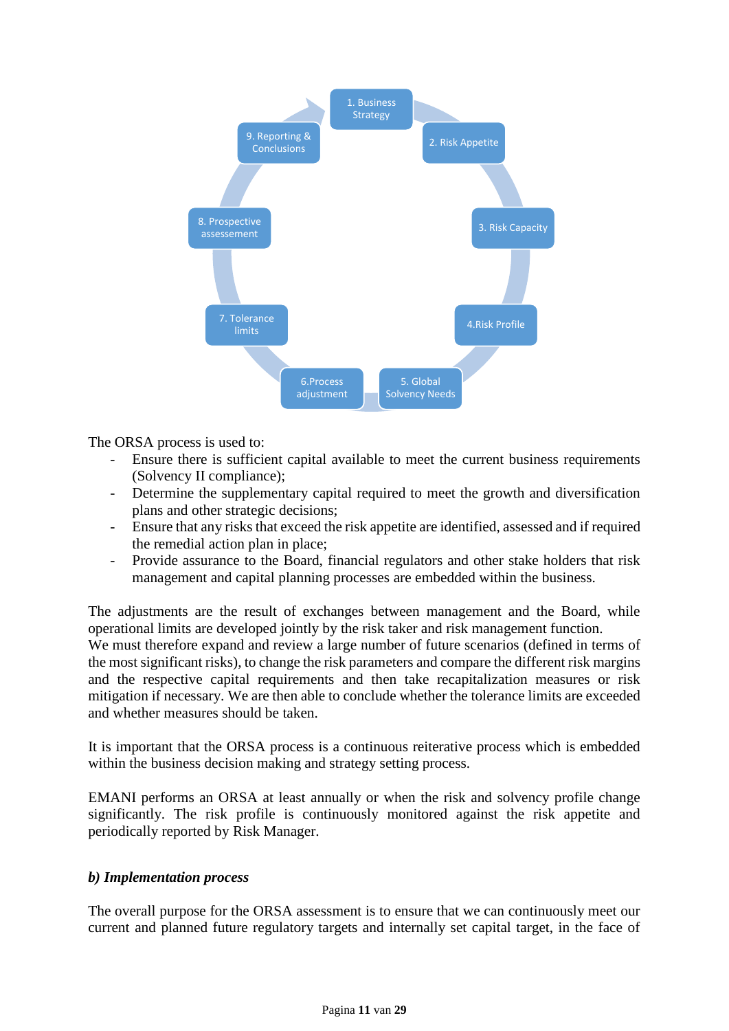1. Business Strategy
2. Risk Appetite
3. Risk Capacity
4.Risk Profile
5. Global Solvency Needs
6.Process adjustment
7. Tolerance limits
8. Prospective assessement
9. Reporting & Conclusions

The ORSA process is used to:

- Ensure there is sufficient capital available to meet the current business requirements (Solvency II compliance);
- Determine the supplementary capital required to meet the growth and diversification plans and other strategic decisions;
- Ensure that any risks that exceed the risk appetite are identified, assessed and if required the remedial action plan in place;
- Provide assurance to the Board, financial regulators and other stake holders that risk management and capital planning processes are embedded within the business.

The adjustments are the result of exchanges between management and the Board, while operational limits are developed jointly by the risk taker and risk management function.
We must therefore expand and review a large number of future scenarios (defined in terms of the most significant risks), to change the risk parameters and compare the different risk margins and the respective capital requirements and then take recapitalization measures or risk mitigation if necessary. We are then able to conclude whether the tolerance limits are exceeded and whether measures should be taken.

It is important that the ORSA process is a continuous reiterative process which is embedded within the business decision making and strategy setting process.

EMANI performs an ORSA at least annually or when the risk and solvency profile change significantly. The risk profile is continuously monitored against the risk appetite and periodically reported by Risk Manager.

***b) Implementation process***

The overall purpose for the ORSA assessment is to ensure that we can continuously meet our current and planned future regulatory targets and internally set capital target, in the face of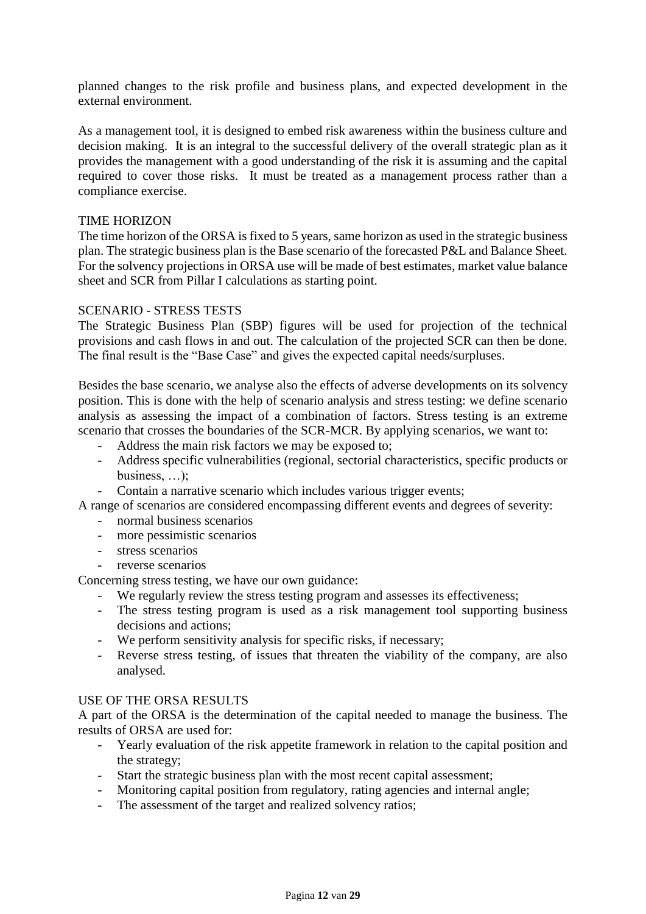planned changes to the risk profile and business plans, and expected development in the external environment.

As a management tool, it is designed to embed risk awareness within the business culture and decision making. It is an integral to the successful delivery of the overall strategic plan as it provides the management with a good understanding of the risk it is assuming and the capital required to cover those risks. It must be treated as a management process rather than a compliance exercise.

### TIME HORIZON

The time horizon of the ORSA is fixed to 5 years, same horizon as used in the strategic business plan. The strategic business plan is the Base scenario of the forecasted P&L and Balance Sheet. For the solvency projections in ORSA use will be made of best estimates, market value balance sheet and SCR from Pillar I calculations as starting point.

### SCENARIO - STRESS TESTS

The Strategic Business Plan (SBP) figures will be used for projection of the technical provisions and cash flows in and out. The calculation of the projected SCR can then be done. The final result is the "Base Case" and gives the expected capital needs/surpluses.

Besides the base scenario, we analyse also the effects of adverse developments on its solvency position. This is done with the help of scenario analysis and stress testing: we define scenario analysis as assessing the impact of a combination of factors. Stress testing is an extreme scenario that crosses the boundaries of the SCR-MCR. By applying scenarios, we want to:

- Address the main risk factors we may be exposed to;
- Address specific vulnerabilities (regional, sectorial characteristics, specific products or business, …);
- Contain a narrative scenario which includes various trigger events;

A range of scenarios are considered encompassing different events and degrees of severity:

- normal business scenarios
- more pessimistic scenarios
- stress scenarios
- reverse scenarios

Concerning stress testing, we have our own guidance:

- We regularly review the stress testing program and assesses its effectiveness;
- The stress testing program is used as a risk management tool supporting business decisions and actions;
- We perform sensitivity analysis for specific risks, if necessary;
- Reverse stress testing, of issues that threaten the viability of the company, are also analysed.

### USE OF THE ORSA RESULTS

A part of the ORSA is the determination of the capital needed to manage the business. The results of ORSA are used for:

- Yearly evaluation of the risk appetite framework in relation to the capital position and the strategy;
- Start the strategic business plan with the most recent capital assessment;
- Monitoring capital position from regulatory, rating agencies and internal angle;
- The assessment of the target and realized solvency ratios;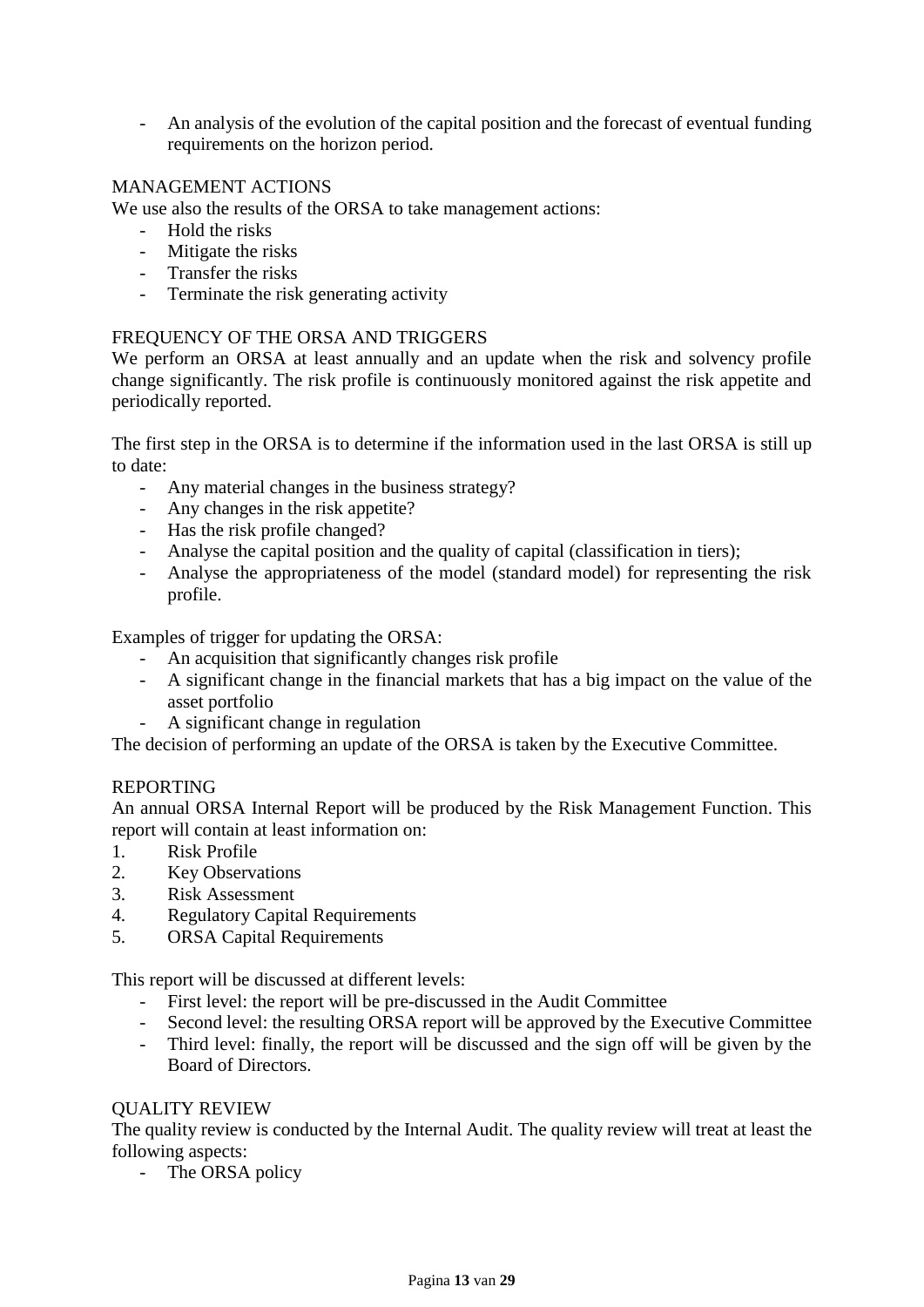- An analysis of the evolution of the capital position and the forecast of eventual funding requirements on the horizon period.

MANAGEMENT ACTIONS

We use also the results of the ORSA to take management actions:

- Hold the risks
- Mitigate the risks
- Transfer the risks
- Terminate the risk generating activity

FREQUENCY OF THE ORSA AND TRIGGERS

We perform an ORSA at least annually and an update when the risk and solvency profile change significantly. The risk profile is continuously monitored against the risk appetite and periodically reported.

The first step in the ORSA is to determine if the information used in the last ORSA is still up to date:

- Any material changes in the business strategy?
- Any changes in the risk appetite?
- Has the risk profile changed?
- Analyse the capital position and the quality of capital (classification in tiers);
- Analyse the appropriateness of the model (standard model) for representing the risk profile.

Examples of trigger for updating the ORSA:

- An acquisition that significantly changes risk profile
- A significant change in the financial markets that has a big impact on the value of the asset portfolio
- A significant change in regulation

The decision of performing an update of the ORSA is taken by the Executive Committee.

REPORTING

An annual ORSA Internal Report will be produced by the Risk Management Function. This report will contain at least information on:

1. Risk Profile
2. Key Observations
3. Risk Assessment
4. Regulatory Capital Requirements
5. ORSA Capital Requirements

This report will be discussed at different levels:

- First level: the report will be pre-discussed in the Audit Committee
- Second level: the resulting ORSA report will be approved by the Executive Committee
- Third level: finally, the report will be discussed and the sign off will be given by the Board of Directors.

QUALITY REVIEW

The quality review is conducted by the Internal Audit. The quality review will treat at least the following aspects:

- The ORSA policy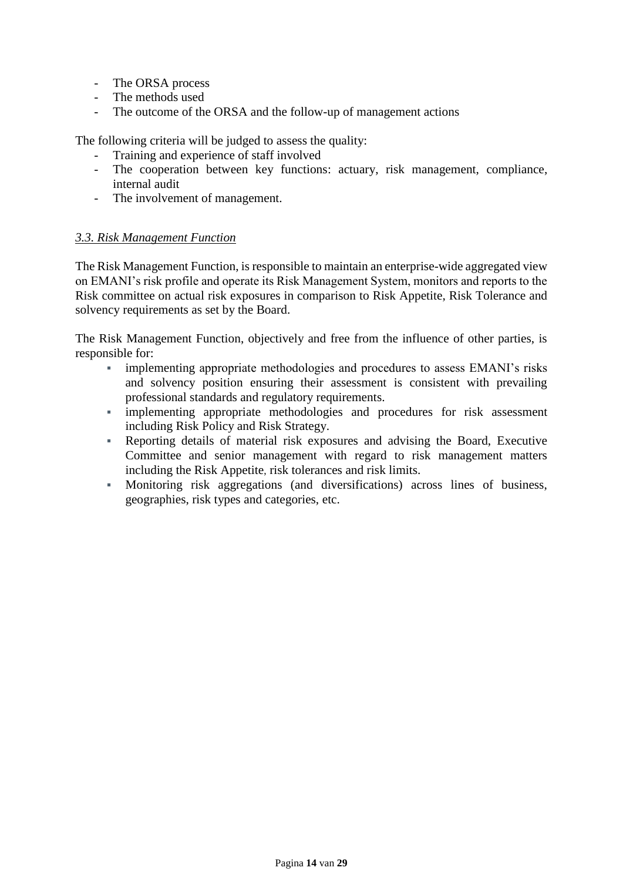- The ORSA process
- The methods used
- The outcome of the ORSA and the follow-up of management actions

The following criteria will be judged to assess the quality:

- Training and experience of staff involved
- The cooperation between key functions: actuary, risk management, compliance, internal audit
- The involvement of management.

### *3.3. Risk Management Function*

The Risk Management Function, is responsible to maintain an enterprise-wide aggregated view on EMANI's risk profile and operate its Risk Management System, monitors and reports to the Risk committee on actual risk exposures in comparison to Risk Appetite, Risk Tolerance and solvency requirements as set by the Board.

The Risk Management Function, objectively and free from the influence of other parties, is responsible for:

- implementing appropriate methodologies and procedures to assess EMANI's risks and solvency position ensuring their assessment is consistent with prevailing professional standards and regulatory requirements.
- implementing appropriate methodologies and procedures for risk assessment including Risk Policy and Risk Strategy.
- Reporting details of material risk exposures and advising the Board, Executive Committee and senior management with regard to risk management matters including the Risk Appetite, risk tolerances and risk limits.
- Monitoring risk aggregations (and diversifications) across lines of business, geographies, risk types and categories, etc.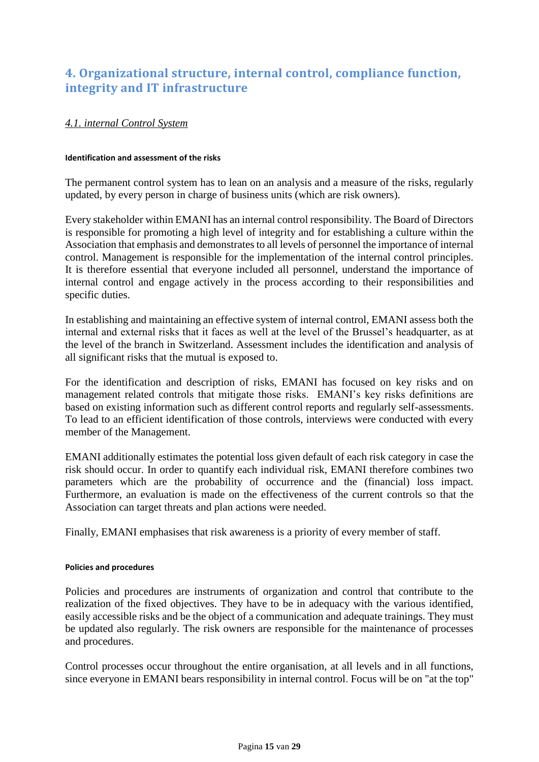## 4. Organizational structure, internal control, compliance function, integrity and IT infrastructure

### *4.1. internal Control System*

#### **Identification and assessment of the risks**

The permanent control system has to lean on an analysis and a measure of the risks, regularly updated, by every person in charge of business units (which are risk owners).

Every stakeholder within EMANI has an internal control responsibility. The Board of Directors is responsible for promoting a high level of integrity and for establishing a culture within the Association that emphasis and demonstrates to all levels of personnel the importance of internal control. Management is responsible for the implementation of the internal control principles. It is therefore essential that everyone included all personnel, understand the importance of internal control and engage actively in the process according to their responsibilities and specific duties.

In establishing and maintaining an effective system of internal control, EMANI assess both the internal and external risks that it faces as well at the level of the Brussel's headquarter, as at the level of the branch in Switzerland. Assessment includes the identification and analysis of all significant risks that the mutual is exposed to.

For the identification and description of risks, EMANI has focused on key risks and on management related controls that mitigate those risks. EMANI's key risks definitions are based on existing information such as different control reports and regularly self-assessments. To lead to an efficient identification of those controls, interviews were conducted with every member of the Management.

EMANI additionally estimates the potential loss given default of each risk category in case the risk should occur. In order to quantify each individual risk, EMANI therefore combines two parameters which are the probability of occurrence and the (financial) loss impact. Furthermore, an evaluation is made on the effectiveness of the current controls so that the Association can target threats and plan actions were needed.

Finally, EMANI emphasises that risk awareness is a priority of every member of staff.

#### **Policies and procedures**

Policies and procedures are instruments of organization and control that contribute to the realization of the fixed objectives. They have to be in adequacy with the various identified, easily accessible risks and be the object of a communication and adequate trainings. They must be updated also regularly. The risk owners are responsible for the maintenance of processes and procedures.

Control processes occur throughout the entire organisation, at all levels and in all functions, since everyone in EMANI bears responsibility in internal control. Focus will be on "at the top"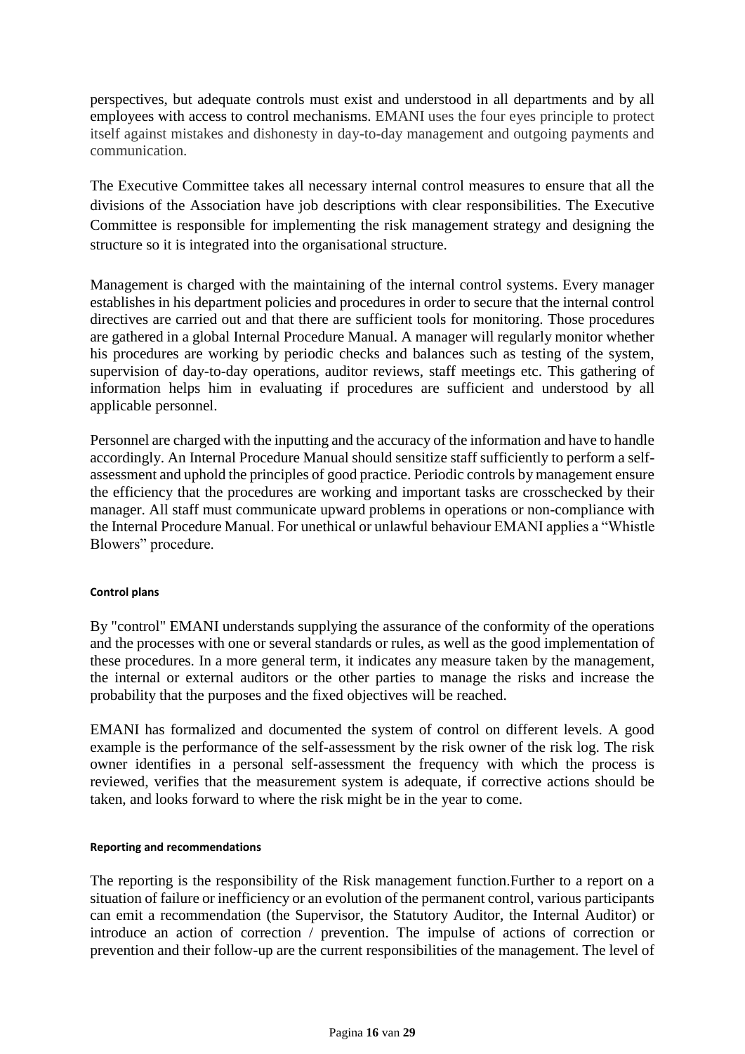perspectives, but adequate controls must exist and understood in all departments and by all employees with access to control mechanisms. EMANI uses the four eyes principle to protect itself against mistakes and dishonesty in day-to-day management and outgoing payments and communication.

The Executive Committee takes all necessary internal control measures to ensure that all the divisions of the Association have job descriptions with clear responsibilities. The Executive Committee is responsible for implementing the risk management strategy and designing the structure so it is integrated into the organisational structure.

Management is charged with the maintaining of the internal control systems. Every manager establishes in his department policies and procedures in order to secure that the internal control directives are carried out and that there are sufficient tools for monitoring. Those procedures are gathered in a global Internal Procedure Manual. A manager will regularly monitor whether his procedures are working by periodic checks and balances such as testing of the system, supervision of day-to-day operations, auditor reviews, staff meetings etc. This gathering of information helps him in evaluating if procedures are sufficient and understood by all applicable personnel.

Personnel are charged with the inputting and the accuracy of the information and have to handle accordingly. An Internal Procedure Manual should sensitize staff sufficiently to perform a self-assessment and uphold the principles of good practice. Periodic controls by management ensure the efficiency that the procedures are working and important tasks are crosschecked by their manager. All staff must communicate upward problems in operations or non-compliance with the Internal Procedure Manual. For unethical or unlawful behaviour EMANI applies a "Whistle Blowers" procedure.

#### Control plans

By "control" EMANI understands supplying the assurance of the conformity of the operations and the processes with one or several standards or rules, as well as the good implementation of these procedures. In a more general term, it indicates any measure taken by the management, the internal or external auditors or the other parties to manage the risks and increase the probability that the purposes and the fixed objectives will be reached.

EMANI has formalized and documented the system of control on different levels. A good example is the performance of the self-assessment by the risk owner of the risk log. The risk owner identifies in a personal self-assessment the frequency with which the process is reviewed, verifies that the measurement system is adequate, if corrective actions should be taken, and looks forward to where the risk might be in the year to come.

#### Reporting and recommendations

The reporting is the responsibility of the Risk management function.Further to a report on a situation of failure or inefficiency or an evolution of the permanent control, various participants can emit a recommendation (the Supervisor, the Statutory Auditor, the Internal Auditor) or introduce an action of correction / prevention. The impulse of actions of correction or prevention and their follow-up are the current responsibilities of the management. The level of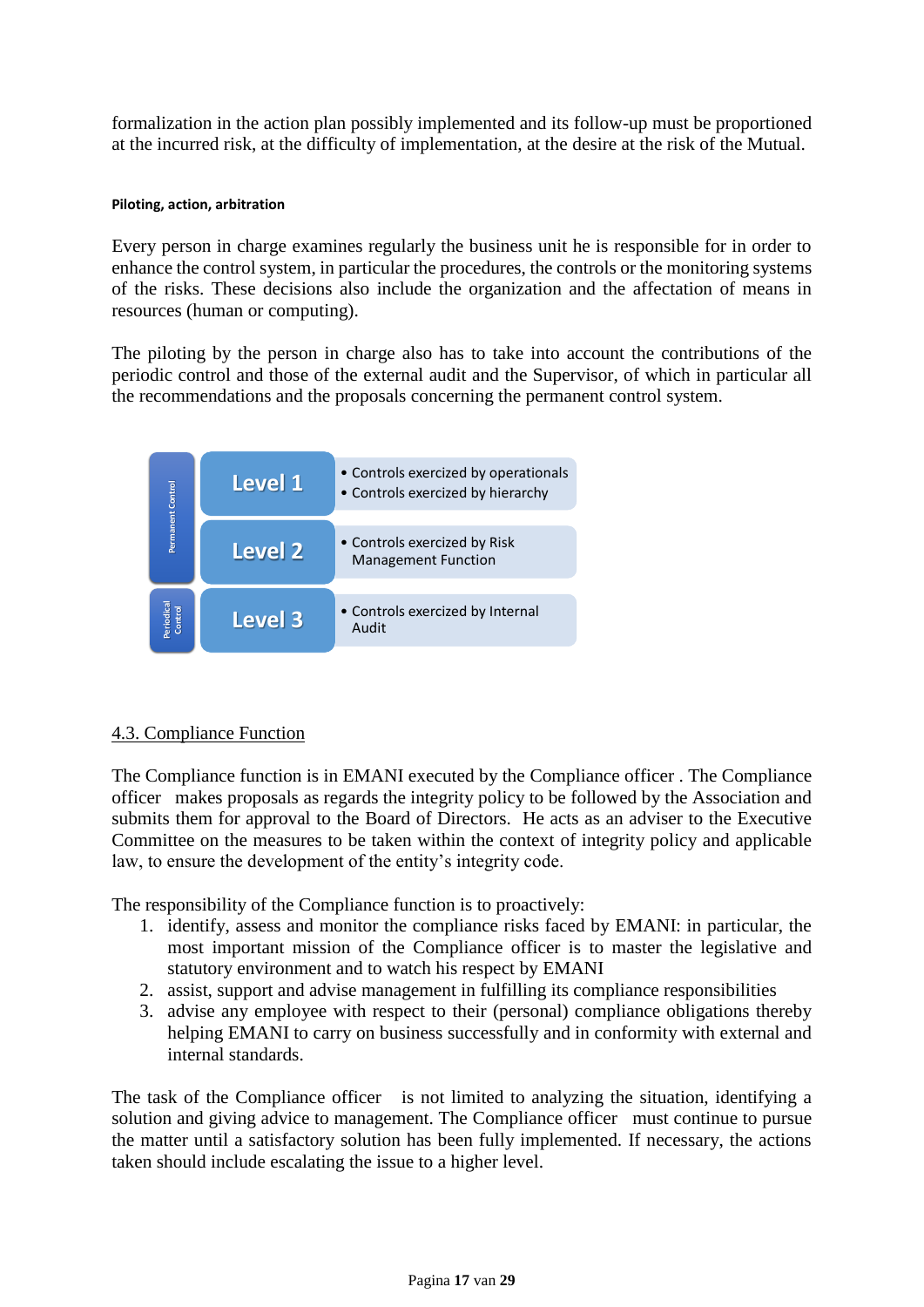formalization in the action plan possibly implemented and its follow-up must be proportioned at the incurred risk, at the difficulty of implementation, at the desire at the risk of the Mutual.

**Piloting, action, arbitration**

Every person in charge examines regularly the business unit he is responsible for in order to enhance the control system, in particular the procedures, the controls or the monitoring systems of the risks. These decisions also include the organization and the affectation of means in resources (human or computing).

The piloting by the person in charge also has to take into account the contributions of the periodic control and those of the external audit and the Supervisor, of which in particular all the recommendations and the proposals concerning the permanent control system.

| | Level | Controls |
|---|---|---|
| Permanent Control | Level 1 | • Controls exercized by operationals<br>• Controls exercized by hierarchy |
| | Level 2 | • Controls exercized by Risk Management Function |
| Periodical Control | Level 3 | • Controls exercized by Internal Audit |

## 4.3. Compliance Function

The Compliance function is in EMANI executed by the Compliance officer . The Compliance officer  makes proposals as regards the integrity policy to be followed by the Association and submits them for approval to the Board of Directors.  He acts as an adviser to the Executive Committee on the measures to be taken within the context of integrity policy and applicable law, to ensure the development of the entity's integrity code.

The responsibility of the Compliance function is to proactively:

1. identify, assess and monitor the compliance risks faced by EMANI: in particular, the most important mission of the Compliance officer is to master the legislative and statutory environment and to watch his respect by EMANI
2. assist, support and advise management in fulfilling its compliance responsibilities
3. advise any employee with respect to their (personal) compliance obligations thereby helping EMANI to carry on business successfully and in conformity with external and internal standards.

The task of the Compliance officer  is not limited to analyzing the situation, identifying a solution and giving advice to management. The Compliance officer  must continue to pursue the matter until a satisfactory solution has been fully implemented. If necessary, the actions taken should include escalating the issue to a higher level.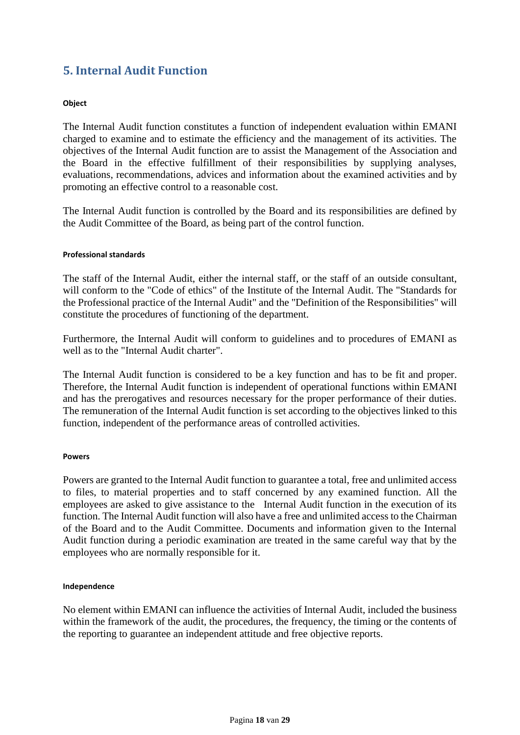## 5. Internal Audit Function

#### Object

The Internal Audit function constitutes a function of independent evaluation within EMANI charged to examine and to estimate the efficiency and the management of its activities. The objectives of the Internal Audit function are to assist the Management of the Association and the Board in the effective fulfillment of their responsibilities by supplying analyses, evaluations, recommendations, advices and information about the examined activities and by promoting an effective control to a reasonable cost.

The Internal Audit function is controlled by the Board and its responsibilities are defined by the Audit Committee of the Board, as being part of the control function.

#### Professional standards

The staff of the Internal Audit, either the internal staff, or the staff of an outside consultant, will conform to the "Code of ethics" of the Institute of the Internal Audit. The "Standards for the Professional practice of the Internal Audit" and the "Definition of the Responsibilities" will constitute the procedures of functioning of the department.

Furthermore, the Internal Audit will conform to guidelines and to procedures of EMANI as well as to the "Internal Audit charter".

The Internal Audit function is considered to be a key function and has to be fit and proper. Therefore, the Internal Audit function is independent of operational functions within EMANI and has the prerogatives and resources necessary for the proper performance of their duties. The remuneration of the Internal Audit function is set according to the objectives linked to this function, independent of the performance areas of controlled activities.

#### Powers

Powers are granted to the Internal Audit function to guarantee a total, free and unlimited access to files, to material properties and to staff concerned by any examined function. All the employees are asked to give assistance to the Internal Audit function in the execution of its function. The Internal Audit function will also have a free and unlimited access to the Chairman of the Board and to the Audit Committee. Documents and information given to the Internal Audit function during a periodic examination are treated in the same careful way that by the employees who are normally responsible for it.

#### Independence

No element within EMANI can influence the activities of Internal Audit, included the business within the framework of the audit, the procedures, the frequency, the timing or the contents of the reporting to guarantee an independent attitude and free objective reports.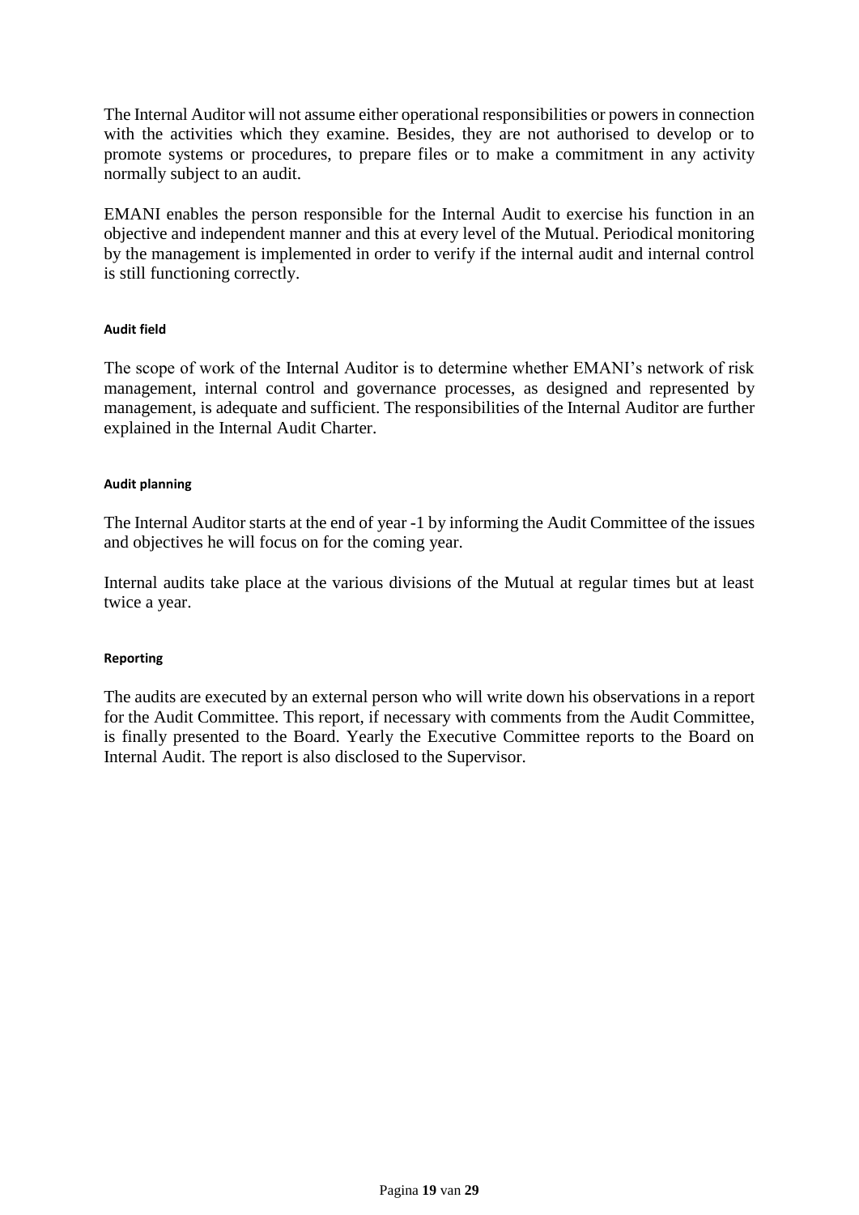The Internal Auditor will not assume either operational responsibilities or powers in connection with the activities which they examine. Besides, they are not authorised to develop or to promote systems or procedures, to prepare files or to make a commitment in any activity normally subject to an audit.

EMANI enables the person responsible for the Internal Audit to exercise his function in an objective and independent manner and this at every level of the Mutual. Periodical monitoring by the management is implemented in order to verify if the internal audit and internal control is still functioning correctly.

#### Audit field

The scope of work of the Internal Auditor is to determine whether EMANI's network of risk management, internal control and governance processes, as designed and represented by management, is adequate and sufficient. The responsibilities of the Internal Auditor are further explained in the Internal Audit Charter.

#### Audit planning

The Internal Auditor starts at the end of year -1 by informing the Audit Committee of the issues and objectives he will focus on for the coming year.

Internal audits take place at the various divisions of the Mutual at regular times but at least twice a year.

#### Reporting

The audits are executed by an external person who will write down his observations in a report for the Audit Committee. This report, if necessary with comments from the Audit Committee, is finally presented to the Board. Yearly the Executive Committee reports to the Board on Internal Audit. The report is also disclosed to the Supervisor.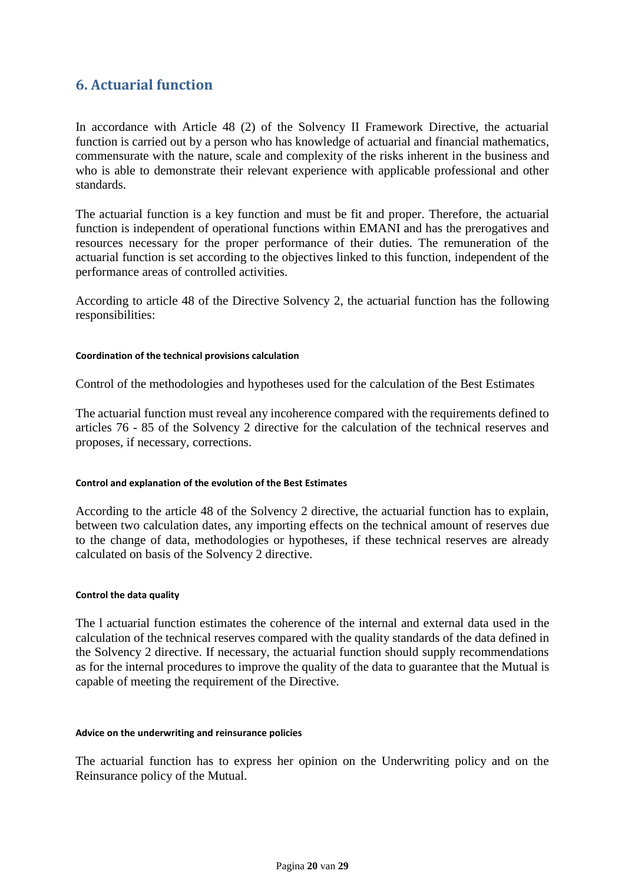## 6. Actuarial function

In accordance with Article 48 (2) of the Solvency II Framework Directive, the actuarial function is carried out by a person who has knowledge of actuarial and financial mathematics, commensurate with the nature, scale and complexity of the risks inherent in the business and who is able to demonstrate their relevant experience with applicable professional and other standards.

The actuarial function is a key function and must be fit and proper. Therefore, the actuarial function is independent of operational functions within EMANI and has the prerogatives and resources necessary for the proper performance of their duties. The remuneration of the actuarial function is set according to the objectives linked to this function, independent of the performance areas of controlled activities.

According to article 48 of the Directive Solvency 2, the actuarial function has the following responsibilities:

#### Coordination of the technical provisions calculation

Control of the methodologies and hypotheses used for the calculation of the Best Estimates

The actuarial function must reveal any incoherence compared with the requirements defined to articles 76 - 85 of the Solvency 2 directive for the calculation of the technical reserves and proposes, if necessary, corrections.

#### Control and explanation of the evolution of the Best Estimates

According to the article 48 of the Solvency 2 directive, the actuarial function has to explain, between two calculation dates, any importing effects on the technical amount of reserves due to the change of data, methodologies or hypotheses, if these technical reserves are already calculated on basis of the Solvency 2 directive.

#### Control the data quality

The l actuarial function estimates the coherence of the internal and external data used in the calculation of the technical reserves compared with the quality standards of the data defined in the Solvency 2 directive. If necessary, the actuarial function should supply recommendations as for the internal procedures to improve the quality of the data to guarantee that the Mutual is capable of meeting the requirement of the Directive.

#### Advice on the underwriting and reinsurance policies

The actuarial function has to express her opinion on the Underwriting policy and on the Reinsurance policy of the Mutual.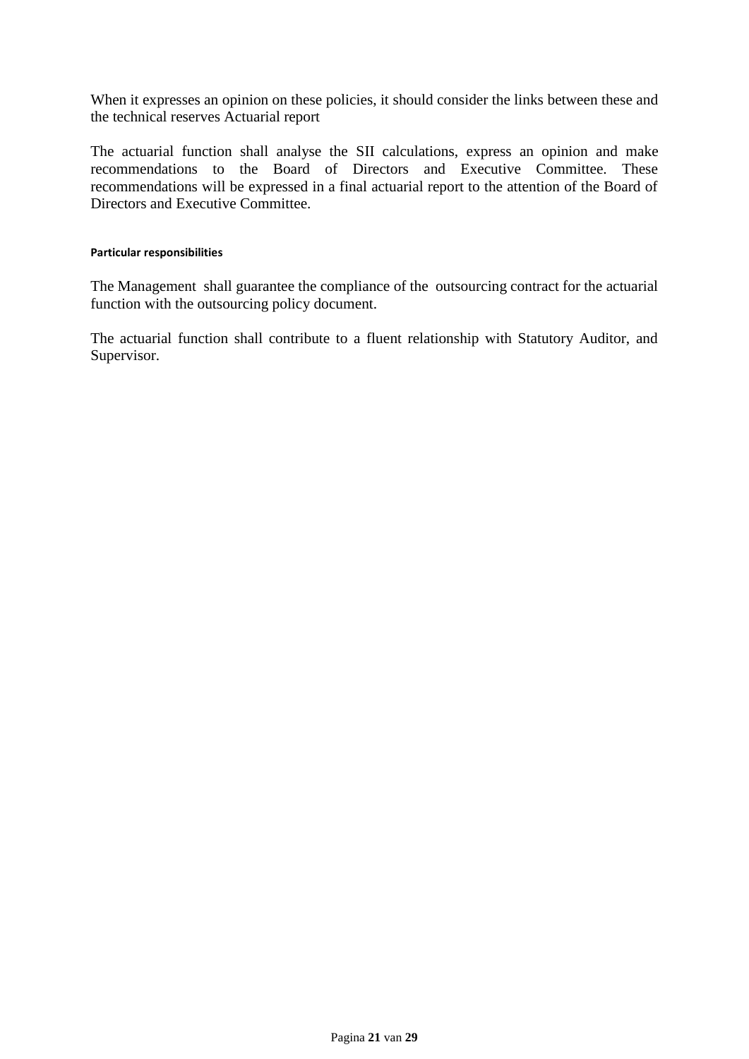When it expresses an opinion on these policies, it should consider the links between these and the technical reserves Actuarial report

The actuarial function shall analyse the SII calculations, express an opinion and make recommendations to the Board of Directors and Executive Committee. These recommendations will be expressed in a final actuarial report to the attention of the Board of Directors and Executive Committee.

#### Particular responsibilities

The Management shall guarantee the compliance of the outsourcing contract for the actuarial function with the outsourcing policy document.

The actuarial function shall contribute to a fluent relationship with Statutory Auditor, and Supervisor.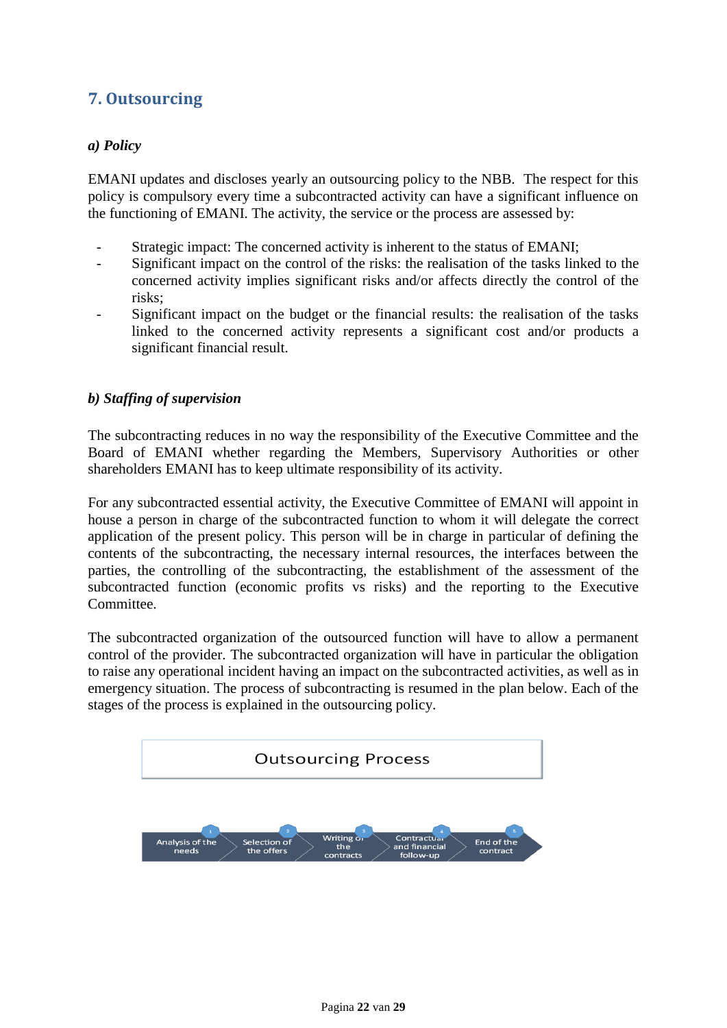## 7. Outsourcing

### *a) Policy*

EMANI updates and discloses yearly an outsourcing policy to the NBB. The respect for this policy is compulsory every time a subcontracted activity can have a significant influence on the functioning of EMANI. The activity, the service or the process are assessed by:

- Strategic impact: The concerned activity is inherent to the status of EMANI;
- Significant impact on the control of the risks: the realisation of the tasks linked to the concerned activity implies significant risks and/or affects directly the control of the risks;
- Significant impact on the budget or the financial results: the realisation of the tasks linked to the concerned activity represents a significant cost and/or products a significant financial result.

### *b) Staffing of supervision*

The subcontracting reduces in no way the responsibility of the Executive Committee and the Board of EMANI whether regarding the Members, Supervisory Authorities or other shareholders EMANI has to keep ultimate responsibility of its activity.

For any subcontracted essential activity, the Executive Committee of EMANI will appoint in house a person in charge of the subcontracted function to whom it will delegate the correct application of the present policy. This person will be in charge in particular of defining the contents of the subcontracting, the necessary internal resources, the interfaces between the parties, the controlling of the subcontracting, the establishment of the assessment of the subcontracted function (economic profits vs risks) and the reporting to the Executive Committee.

The subcontracted organization of the outsourced function will have to allow a permanent control of the provider. The subcontracted organization will have in particular the obligation to raise any operational incident having an impact on the subcontracted activities, as well as in emergency situation. The process of subcontracting is resumed in the plan below. Each of the stages of the process is explained in the outsourcing policy.

**Outsourcing Process**

1. Analysis of the needs
2. Selection of the offers
3. Writing of the contracts
4. Contractual and financial follow-up
5. End of the contract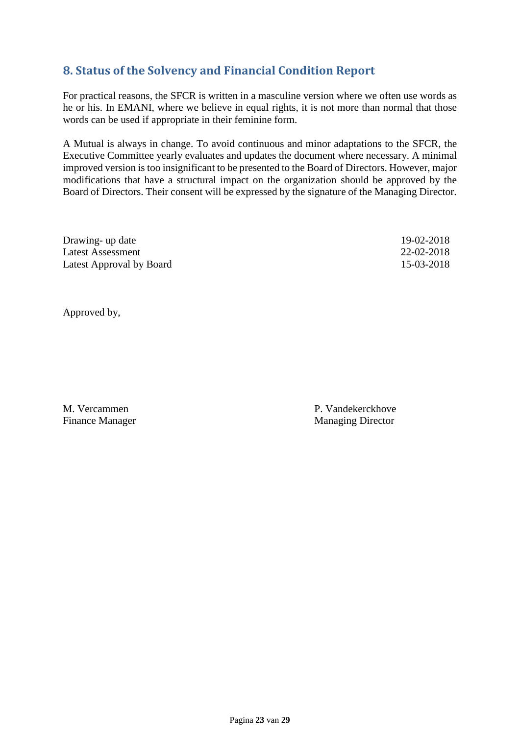## 8. Status of the Solvency and Financial Condition Report

For practical reasons, the SFCR is written in a masculine version where we often use words as he or his. In EMANI, where we believe in equal rights, it is not more than normal that those words can be used if appropriate in their feminine form.

A Mutual is always in change. To avoid continuous and minor adaptations to the SFCR, the Executive Committee yearly evaluates and updates the document where necessary. A minimal improved version is too insignificant to be presented to the Board of Directors. However, major modifications that have a structural impact on the organization should be approved by the Board of Directors. Their consent will be expressed by the signature of the Managing Director.

| | |
|---|---|
| Drawing- up date | 19-02-2018 |
| Latest Assessment | 22-02-2018 |
| Latest Approval by Board | 15-03-2018 |

Approved by,

M. Vercammen
Finance Manager

P. Vandekerckhove
Managing Director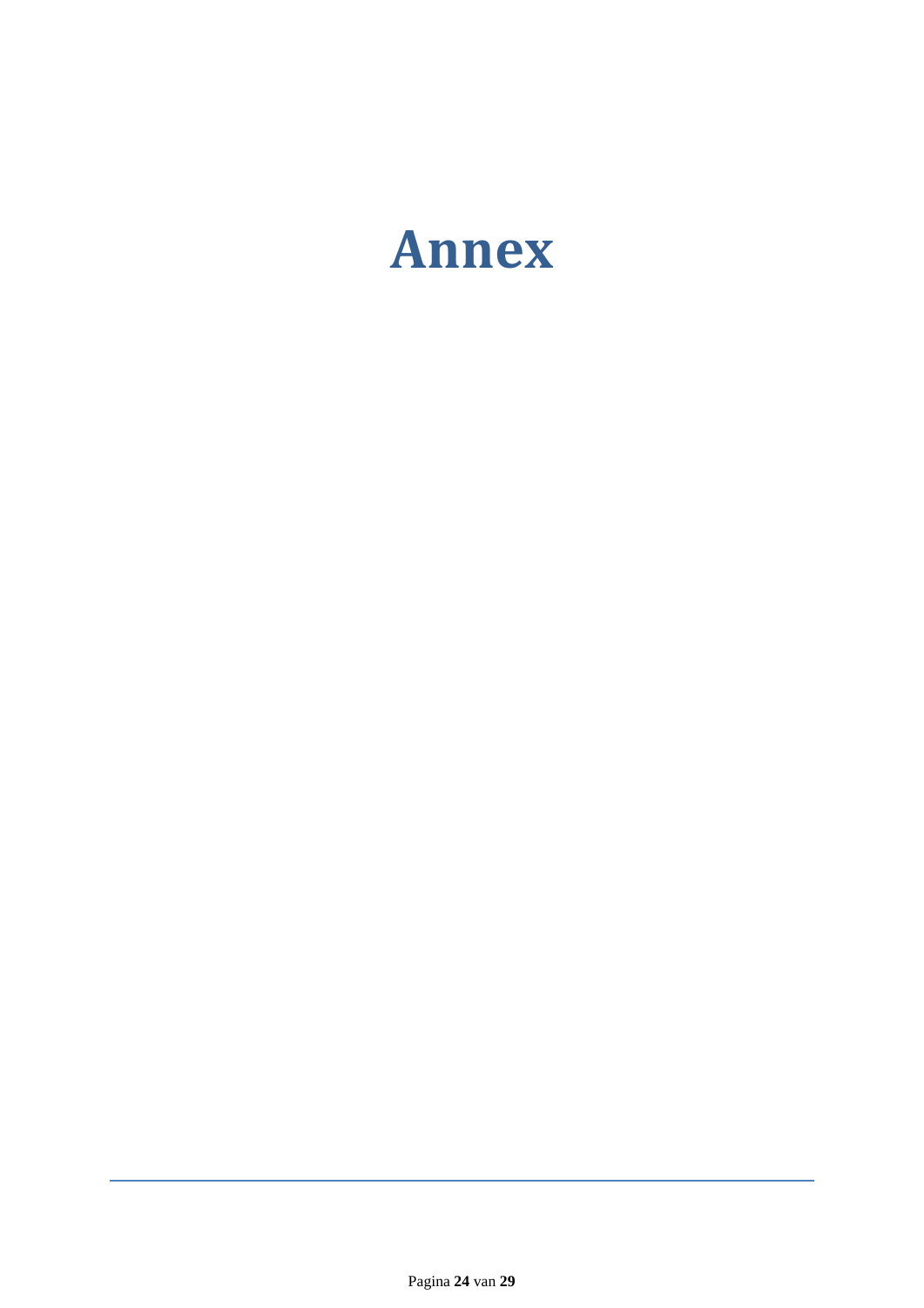# Annex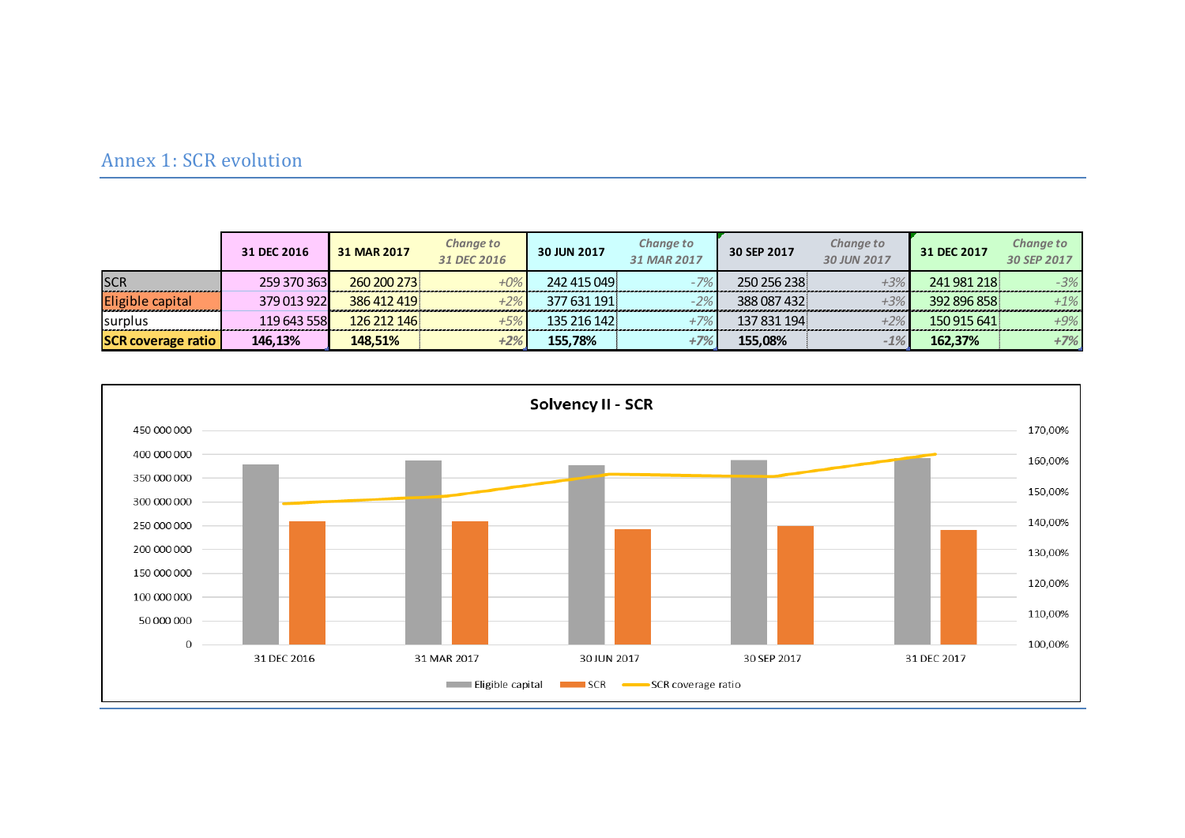## Annex 1: SCR evolution

| | 31 DEC 2016 | 31 MAR 2017 | *Change to 31 DEC 2016* | 30 JUN 2017 | *Change to 31 MAR 2017* | 30 SEP 2017 | *Change to 30 JUN 2017* | 31 DEC 2017 | *Change to 30 SEP 2017* |
|---|---|---|---|---|---|---|---|---|---|
| SCR | 259 370 363 | 260 200 273 | *+0%* | 242 415 049 | *-7%* | 250 256 238 | *+3%* | 241 981 218 | *-3%* |
| Eligible capital | 379 013 922 | 386 412 419 | *+2%* | 377 631 191 | *-2%* | 388 087 432 | *+3%* | 392 896 858 | *+1%* |
| surplus | 119 643 558 | 126 212 146 | *+5%* | 135 216 142 | *+7%* | 137 831 194 | *+2%* | 150 915 641 | *+9%* |
| **SCR coverage ratio** | **146,13%** | **148,51%** | *+2%* | **155,78%** | *+7%* | **155,08%** | *-1%* | **162,37%** | *+7%* |

**Solvency II - SCR**

Legend: Eligible capital, SCR, SCR coverage ratio

Left axis: 0 – 450 000 000; Right axis: 100,00% – 170,00%

Categories: 31 DEC 2016, 31 MAR 2017, 30 JUN 2017, 30 SEP 2017, 31 DEC 2017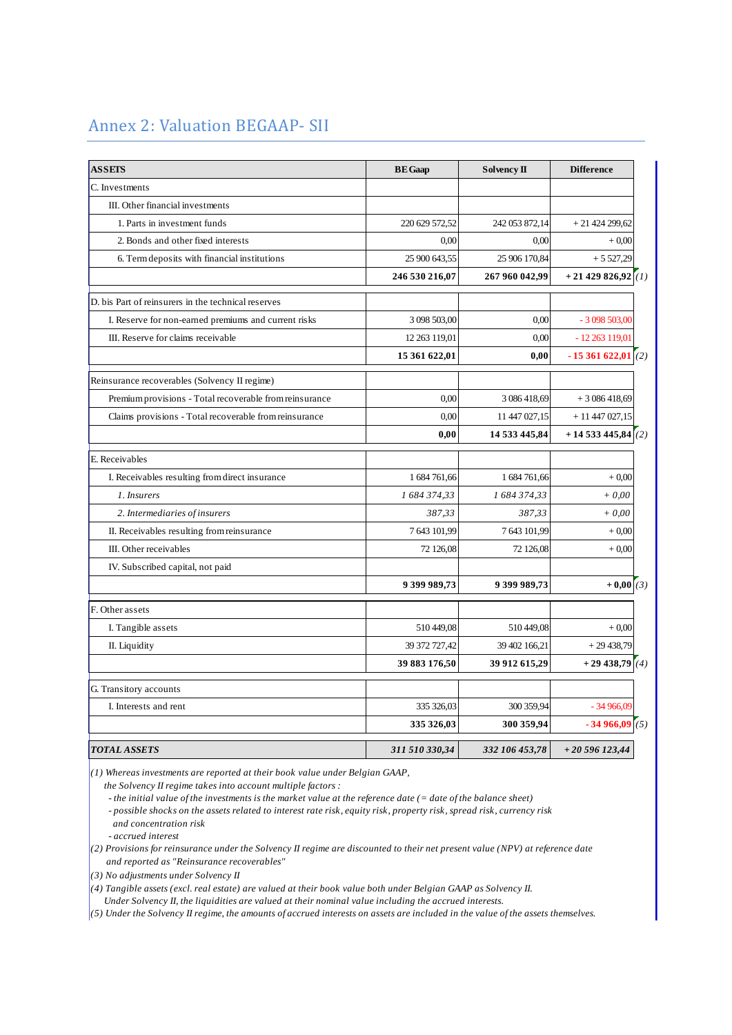## Annex 2: Valuation BEGAAP- SII

| **ASSETS** | **BE Gaap** | **Solvency II** | **Difference** | |
|---|---|---|---|---|
| C. Investments | | | | |
| III. Other financial investments | | | | |
| 1. Parts in investment funds | 220 629 572,52 | 242 053 872,14 | + 21 424 299,62 | |
| 2. Bonds and other fixed interests | 0,00 | 0,00 | + 0,00 | |
| 6. Term deposits with financial institutions | 25 900 643,55 | 25 906 170,84 | + 5 527,29 | |
| | **246 530 216,07** | **267 960 042,99** | **+ 21 429 826,92** | *(1)* |
| D. bis Part of reinsurers in the technical reserves | | | | |
| I. Reserve for non-earned premiums and current risks | 3 098 503,00 | 0,00 | - 3 098 503,00 | |
| III. Reserve for claims receivable | 12 263 119,01 | 0,00 | - 12 263 119,01 | |
| | **15 361 622,01** | **0,00** | **- 15 361 622,01** | *(2)* |
| Reinsurance recoverables (Solvency II regime) | | | | |
| Premium provisions - Total recoverable from reinsurance | 0,00 | 3 086 418,69 | + 3 086 418,69 | |
| Claims provisions - Total recoverable from reinsurance | 0,00 | 11 447 027,15 | + 11 447 027,15 | |
| | **0,00** | **14 533 445,84** | **+ 14 533 445,84** | *(2)* |
| E. Receivables | | | | |
| I. Receivables resulting from direct insurance | 1 684 761,66 | 1 684 761,66 | + 0,00 | |
| *1. Insurers* | *1 684 374,33* | *1 684 374,33* | *+ 0,00* | |
| *2. Intermediaries of insurers* | *387,33* | *387,33* | *+ 0,00* | |
| II. Receivables resulting from reinsurance | 7 643 101,99 | 7 643 101,99 | + 0,00 | |
| III. Other receivables | 72 126,08 | 72 126,08 | + 0,00 | |
| IV. Subscribed capital, not paid | | | | |
| | **9 399 989,73** | **9 399 989,73** | **+ 0,00** | *(3)* |
| F. Other assets | | | | |
| I. Tangible assets | 510 449,08 | 510 449,08 | + 0,00 | |
| II. Liquidity | 39 372 727,42 | 39 402 166,21 | + 29 438,79 | |
| | **39 883 176,50** | **39 912 615,29** | **+ 29 438,79** | *(4)* |
| G. Transitory accounts | | | | |
| I. Interests and rent | 335 326,03 | 300 359,94 | - 34 966,09 | |
| | **335 326,03** | **300 359,94** | **- 34 966,09** | *(5)* |
| ***TOTAL ASSETS*** | ***311 510 330,34*** | ***332 106 453,78*** | ***+ 20 596 123,44*** | |

*(1) Whereas investments are reported at their book value under Belgian GAAP, the Solvency II regime takes into account multiple factors :*
*- the initial value of the investments is the market value at the reference date (= date of the balance sheet)*
*- possible shocks on the assets related to interest rate risk, equity risk, property risk, spread risk, currency risk and concentration risk*
*- accrued interest*

*(2) Provisions for reinsurance under the Solvency II regime are discounted to their net present value (NPV) at reference date and reported as "Reinsurance recoverables"*

*(3) No adjustments under Solvency II*

*(4) Tangible assets (excl. real estate) are valued at their book value both under Belgian GAAP as Solvency II. Under Solvency II, the liquidities are valued at their nominal value including the accrued interests.*

*(5) Under the Solvency II regime, the amounts of accrued interests on assets are included in the value of the assets themselves.*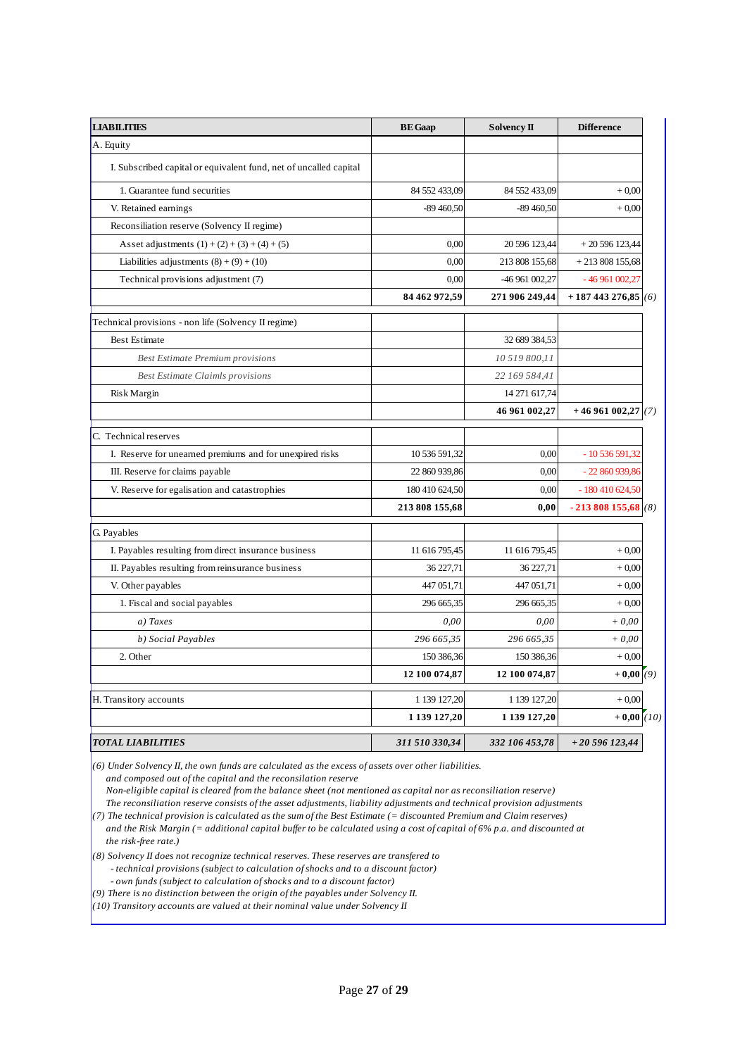| LIABILITIES | BE Gaap | Solvency II | Difference | |
|---|---|---|---|---|
| A. Equity | | | | |
| I. Subscribed capital or equivalent fund, net of uncalled capital | | | | |
| 1. Guarantee fund securities | 84 552 433,09 | 84 552 433,09 | + 0,00 | |
| V. Retained earnings | -89 460,50 | -89 460,50 | + 0,00 | |
| Reconsiliation reserve (Solvency II regime) | | | | |
| Asset adjustments (1) + (2) + (3) + (4) + (5) | 0,00 | 20 596 123,44 | + 20 596 123,44 | |
| Liabilities adjustments (8) + (9) + (10) | 0,00 | 213 808 155,68 | + 213 808 155,68 | |
| Technical provisions adjustment (7) | 0,00 | -46 961 002,27 | - 46 961 002,27 | |
| | **84 462 972,59** | **271 906 249,44** | **+ 187 443 276,85** | *(6)* |
| Technical provisions - non life (Solvency II regime) | | | | |
| Best Estimate | | 32 689 384,53 | | |
| *Best Estimate Premium provisions* | | *10 519 800,11* | | |
| *Best Estimate Claimls provisions* | | *22 169 584,41* | | |
| Risk Margin | | 14 271 617,74 | | |
| | | **46 961 002,27** | **+ 46 961 002,27** | *(7)* |
| C. Technical reserves | | | | |
| I. Reserve for unearned premiums and for unexpired risks | 10 536 591,32 | 0,00 | - 10 536 591,32 | |
| III. Reserve for claims payable | 22 860 939,86 | 0,00 | - 22 860 939,86 | |
| V. Reserve for egalisation and catastrophies | 180 410 624,50 | 0,00 | - 180 410 624,50 | |
| | **213 808 155,68** | **0,00** | **- 213 808 155,68** | *(8)* |
| G. Payables | | | | |
| I. Payables resulting from direct insurance business | 11 616 795,45 | 11 616 795,45 | + 0,00 | |
| II. Payables resulting from reinsurance business | 36 227,71 | 36 227,71 | + 0,00 | |
| V. Other payables | 447 051,71 | 447 051,71 | + 0,00 | |
| 1. Fiscal and social payables | 296 665,35 | 296 665,35 | + 0,00 | |
| *a) Taxes* | *0,00* | *0,00* | *+ 0,00* | |
| *b) Social Payables* | *296 665,35* | *296 665,35* | *+ 0,00* | |
| 2. Other | 150 386,36 | 150 386,36 | + 0,00 | |
| | **12 100 074,87** | **12 100 074,87** | **+ 0,00** | *(9)* |
| H. Transitory accounts | 1 139 127,20 | 1 139 127,20 | + 0,00 | |
| | **1 139 127,20** | **1 139 127,20** | **+ 0,00** | *(10)* |
| ***TOTAL LIABILITIES*** | ***311 510 330,34*** | ***332 106 453,78*** | ***+ 20 596 123,44*** | |

*(6) Under Solvency II, the own funds are calculated as the excess of assets over other liabilities.*
*and composed out of the capital and the reconsilation reserve*
*Non-eligible capital is cleared from the balance sheet (not mentioned as capital nor as reconsiliation reserve)*
*The reconsiliation reserve consists of the asset adjustments, liability adjustments and technical provision adjustments*

*(7) The technical provision is calculated as the sum of the Best Estimate (= discounted Premium and Claim reserves)*
*and the Risk Margin (= additional capital buffer to be calculated using a cost of capital of 6% p.a. and discounted at the risk-free rate.)*

*(8) Solvency II does not recognize technical reserves. These reserves are transfered to*
*- technical provisions (subject to calculation of shocks and to a discount factor)*
*- own funds (subject to calculation of shocks and to a discount factor)*

*(9) There is no distinction between the origin of the payables under Solvency II.*

*(10) Transitory accounts are valued at their nominal value under Solvency II*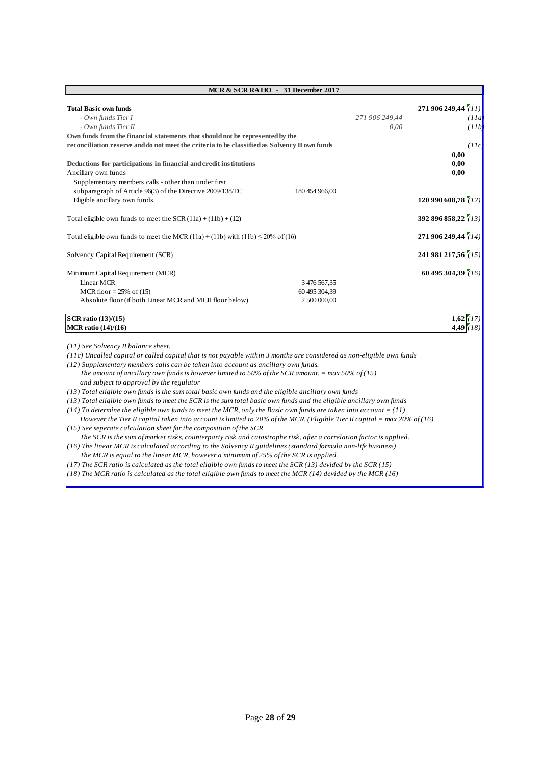| MCR & SCR RATIO - 31 December 2017 | | | | |
|---|---|---|---|---|
| **Total Basic own funds** | | | **271 906 249,44** | *(11)* |
| *- Own funds Tier I* | | *271 906 249,44* | | *(11a)* |
| *- Own funds Tier II* | | *0,00* | | *(11b)* |
| **Own funds from the financial statements that should not be represented by the reconciliation reserve and do not meet the criteria to be classified as Solvency II own funds** | | | | *(11c)* |
| | | | **0,00** | |
| **Deductions for participations in financial and credit institutions** | | | **0,00** | |
| Ancillary own funds | | | **0,00** | |
| Supplementary members calls - other than under first subparagraph of Article 96(3) of the Directive 2009/138/EC | 180 454 966,00 | | | |
| Eligible ancillary own funds | | | **120 990 608,78** | *(12)* |
| Total eligible own funds to meet the SCR (11a) + (11b) + (12) | | | **392 896 858,22** | *(13)* |
| Total eligible own funds to meet the MCR (11a) + (11b) with (11b) ≤ 20% of (16) | | | **271 906 249,44** | *(14)* |
| Solvency Capital Requirement (SCR) | | | **241 981 217,56** | *(15)* |
| Minimum Capital Requirement (MCR) | | | **60 495 304,39** | *(16)* |
| Linear MCR | 3 476 567,35 | | | |
| MCR floor = 25% of (15) | 60 495 304,39 | | | |
| Absolute floor (if both Linear MCR and MCR floor below) | 2 500 000,00 | | | |
| **SCR ratio (13)/(15)** | | | **1,62** | *(17)* |
| **MCR ratio (14)/(16)** | | | **4,49** | *(18)* |

*(11) See Solvency II balance sheet.*

*(11c) Uncalled capital or called capital that is not payable within 3 months are considered as non-eligible own funds*

*(12) Supplementary members calls can be taken into account as ancillary own funds.*
*The amount of ancillary own funds is however limited to 50% of the SCR amount. = max 50% of (15)*
*and subject to approval by the regulator*

*(13) Total eligible own funds is the sum total basic own funds and the eligible ancillary own funds*

*(13) Total eligible own funds to meet the SCR is the sum total basic own funds and the eligible ancillary own funds*

*(14) To determine the eligible own funds to meet the MCR, only the Basic own funds are taken into account = (11).*
*However the Tier II capital taken into account is limited to 20% of the MCR. (Eligible Tier II capital = max 20% of (16)*

*(15) See seperate calculation sheet for the composition of the SCR*
*The SCR is the sum of market risks, counterparty risk and catastrophe risk, after a correlation factor is applied.*

*(16) The linear MCR is calculated according to the Solvency II guidelines (standard formula non-life business).*
*The MCR is equal to the linear MCR, however a minimum of 25% of the SCR is applied*

*(17) The SCR ratio is calculated as the total eligible own funds to meet the SCR (13) devided by the SCR (15)*

*(18) The MCR ratio is calculated as the total eligible own funds to meet the MCR (14) devided by the MCR (16)*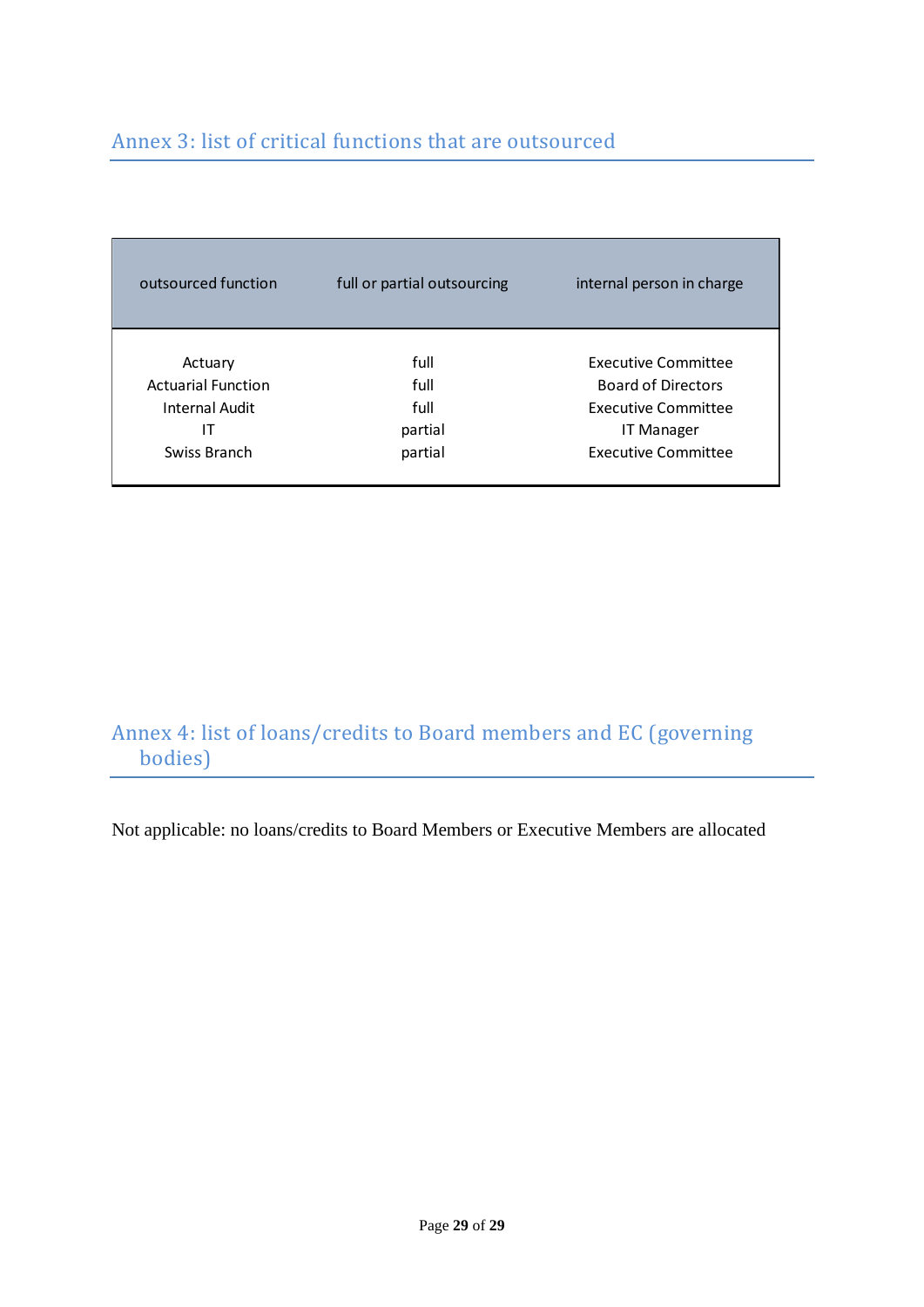## Annex 3: list of critical functions that are outsourced

| outsourced function | full or partial outsourcing | internal person in charge |
|---|---|---|
| Actuary | full | Executive Committee |
| Actuarial Function | full | Board of Directors |
| Internal Audit | full | Executive Committee |
| IT | partial | IT Manager |
| Swiss Branch | partial | Executive Committee |

## Annex 4: list of loans/credits to Board members and EC (governing bodies)

Not applicable: no loans/credits to Board Members or Executive Members are allocated